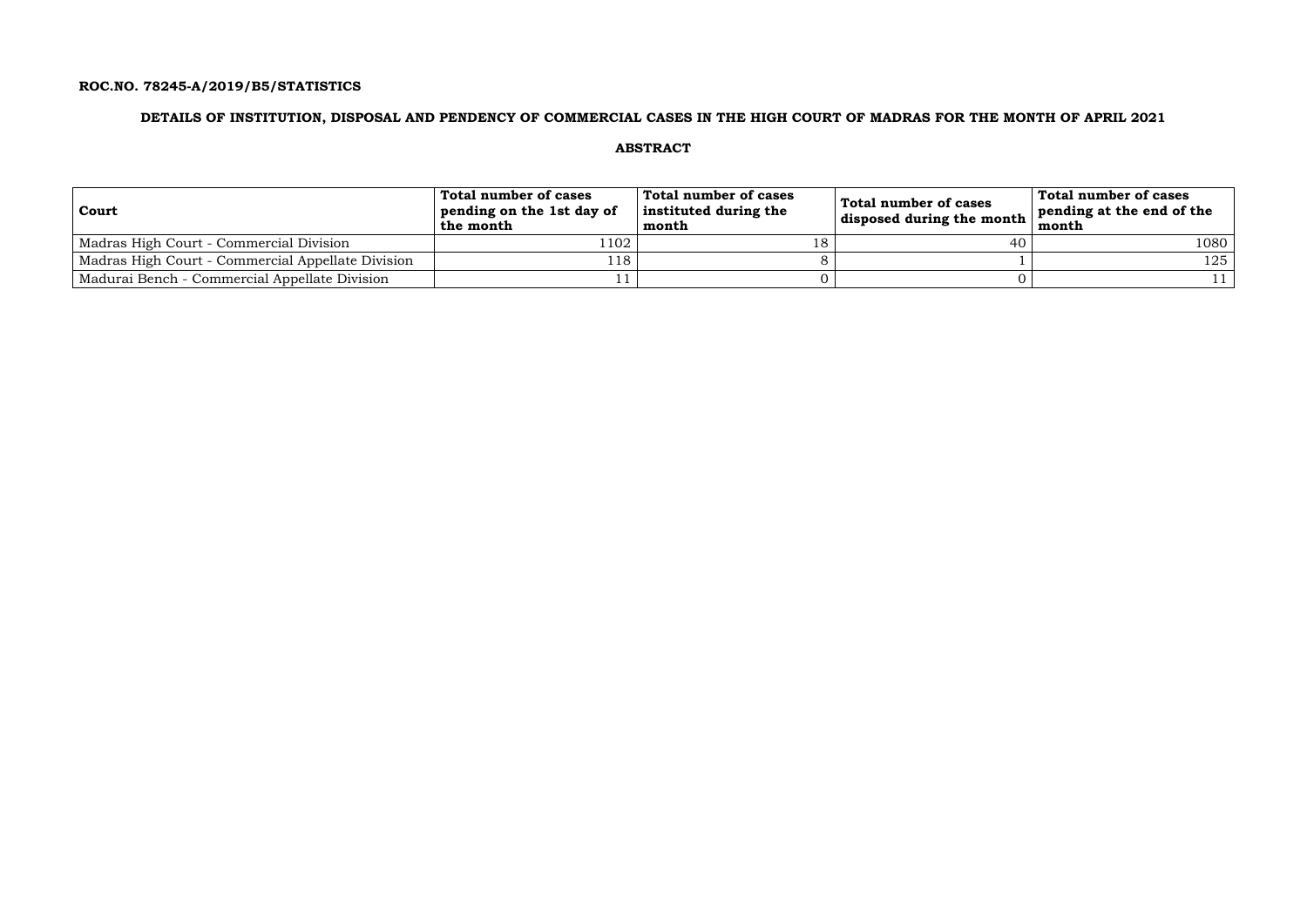**ROC.NO. 78245-A/2019/B5/STATISTICS**

**DETAILS OF INSTITUTION, DISPOSAL AND PENDENCY OF COMMERCIAL CASES IN THE HIGH COURT OF MADRAS FOR THE MONTH OF APRIL 2021**

**ABSTRACT**

| Court | Total number of cases pending on the 1st day of the month | Total number of cases instituted during the month | Total number of cases disposed during the month | Total number of cases pending at the end of the month |
|---|---|---|---|---|
| Madras High Court - Commercial Division | 1102 | 18 | 40 | 1080 |
| Madras High Court - Commercial Appellate Division | 118 | 8 | 1 | 125 |
| Madurai Bench - Commercial Appellate Division | 11 | 0 | 0 | 11 |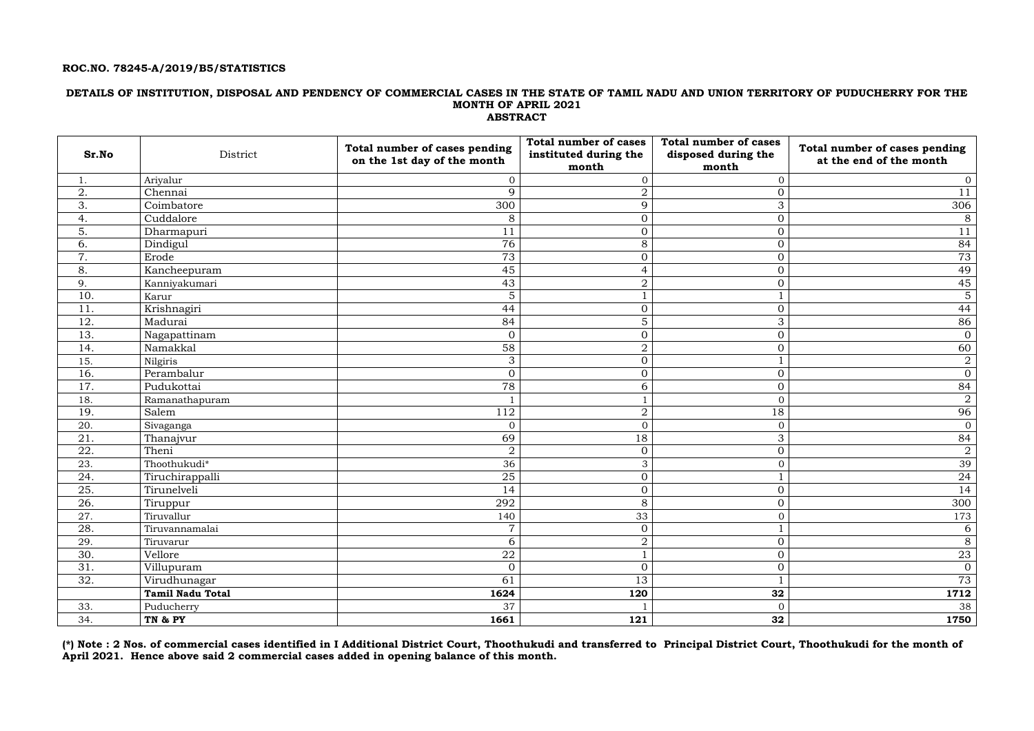**ROC.NO. 78245-A/2019/B5/STATISTICS**

**DETAILS OF INSTITUTION, DISPOSAL AND PENDENCY OF COMMERCIAL CASES IN THE STATE OF TAMIL NADU AND UNION TERRITORY OF PUDUCHERRY FOR THE MONTH OF APRIL 2021**

**ABSTRACT**

| Sr.No | District | Total number of cases pending on the 1st day of the month | Total number of cases instituted during the month | Total number of cases disposed during the month | Total number of cases pending at the end of the month |
|---|---|---|---|---|---|
| 1. | Ariyalur | 0 | 0 | 0 | 0 |
| 2. | Chennai | 9 | 2 | 0 | 11 |
| 3. | Coimbatore | 300 | 9 | 3 | 306 |
| 4. | Cuddalore | 8 | 0 | 0 | 8 |
| 5. | Dharmapuri | 11 | 0 | 0 | 11 |
| 6. | Dindigul | 76 | 8 | 0 | 84 |
| 7. | Erode | 73 | 0 | 0 | 73 |
| 8. | Kancheepuram | 45 | 4 | 0 | 49 |
| 9. | Kanniyakumari | 43 | 2 | 0 | 45 |
| 10. | Karur | 5 | 1 | 1 | 5 |
| 11. | Krishnagiri | 44 | 0 | 0 | 44 |
| 12. | Madurai | 84 | 5 | 3 | 86 |
| 13. | Nagapattinam | 0 | 0 | 0 | 0 |
| 14. | Namakkal | 58 | 2 | 0 | 60 |
| 15. | Nilgiris | 3 | 0 | 1 | 2 |
| 16. | Perambalur | 0 | 0 | 0 | 0 |
| 17. | Pudukottai | 78 | 6 | 0 | 84 |
| 18. | Ramanathapuram | 1 | 1 | 0 | 2 |
| 19. | Salem | 112 | 2 | 18 | 96 |
| 20. | Sivaganga | 0 | 0 | 0 | 0 |
| 21. | Thanajvur | 69 | 18 | 3 | 84 |
| 22. | Theni | 2 | 0 | 0 | 2 |
| 23. | Thoothukudi* | 36 | 3 | 0 | 39 |
| 24. | Tiruchirappalli | 25 | 0 | 1 | 24 |
| 25. | Tirunelveli | 14 | 0 | 0 | 14 |
| 26. | Tiruppur | 292 | 8 | 0 | 300 |
| 27. | Tiruvallur | 140 | 33 | 0 | 173 |
| 28. | Tiruvannamalai | 7 | 0 | 1 | 6 |
| 29. | Tiruvarur | 6 | 2 | 0 | 8 |
| 30. | Vellore | 22 | 1 | 0 | 23 |
| 31. | Villupuram | 0 | 0 | 0 | 0 |
| 32. | Virudhunagar | 61 | 13 | 1 | 73 |
| | **Tamil Nadu Total** | **1624** | **120** | **32** | **1712** |
| 33. | Puducherry | 37 | 1 | 0 | 38 |
| 34. | **TN & PY** | **1661** | **121** | **32** | **1750** |

**(*) Note : 2 Nos. of commercial cases identified in I Additional District Court, Thoothukudi and transferred to Principal District Court, Thoothukudi for the month of April 2021. Hence above said 2 commercial cases added in opening balance of this month.**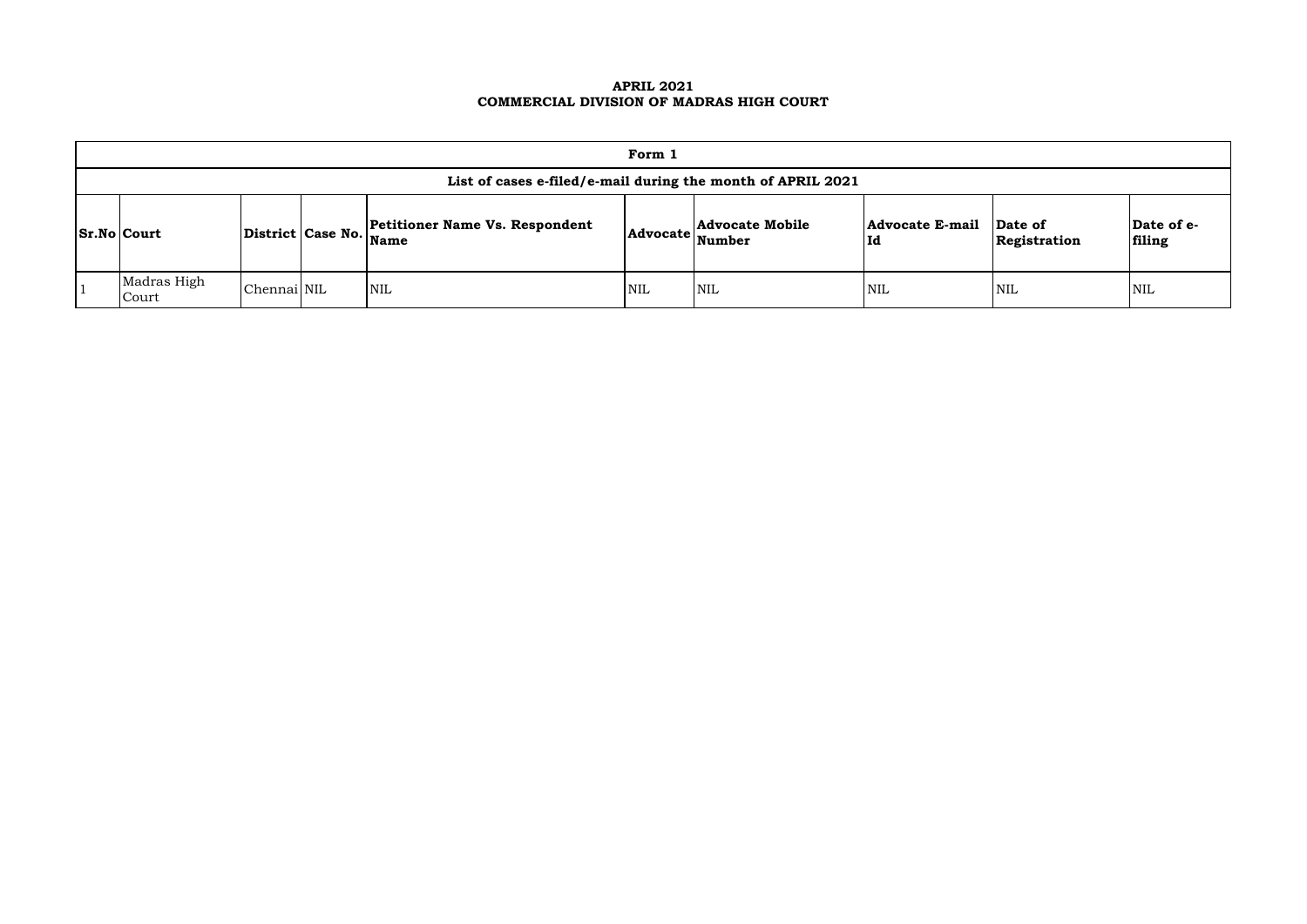**APRIL 2021**
**COMMERCIAL DIVISION OF MADRAS HIGH COURT**

| Form 1 | | | | | | | | | |
|---|---|---|---|---|---|---|---|---|---|
| **List of cases e-filed/e-mail during the month of APRIL 2021** | | | | | | | | | |
| **Sr.No** | **Court** | **District** | **Case No.** | **Petitioner Name Vs. Respondent Name** | **Advocate** | **Advocate Mobile Number** | **Advocate E-mail Id** | **Date of Registration** | **Date of e-filing** |
| 1 | Madras High Court | Chennai | NIL | NIL | NIL | NIL | NIL | NIL | NIL |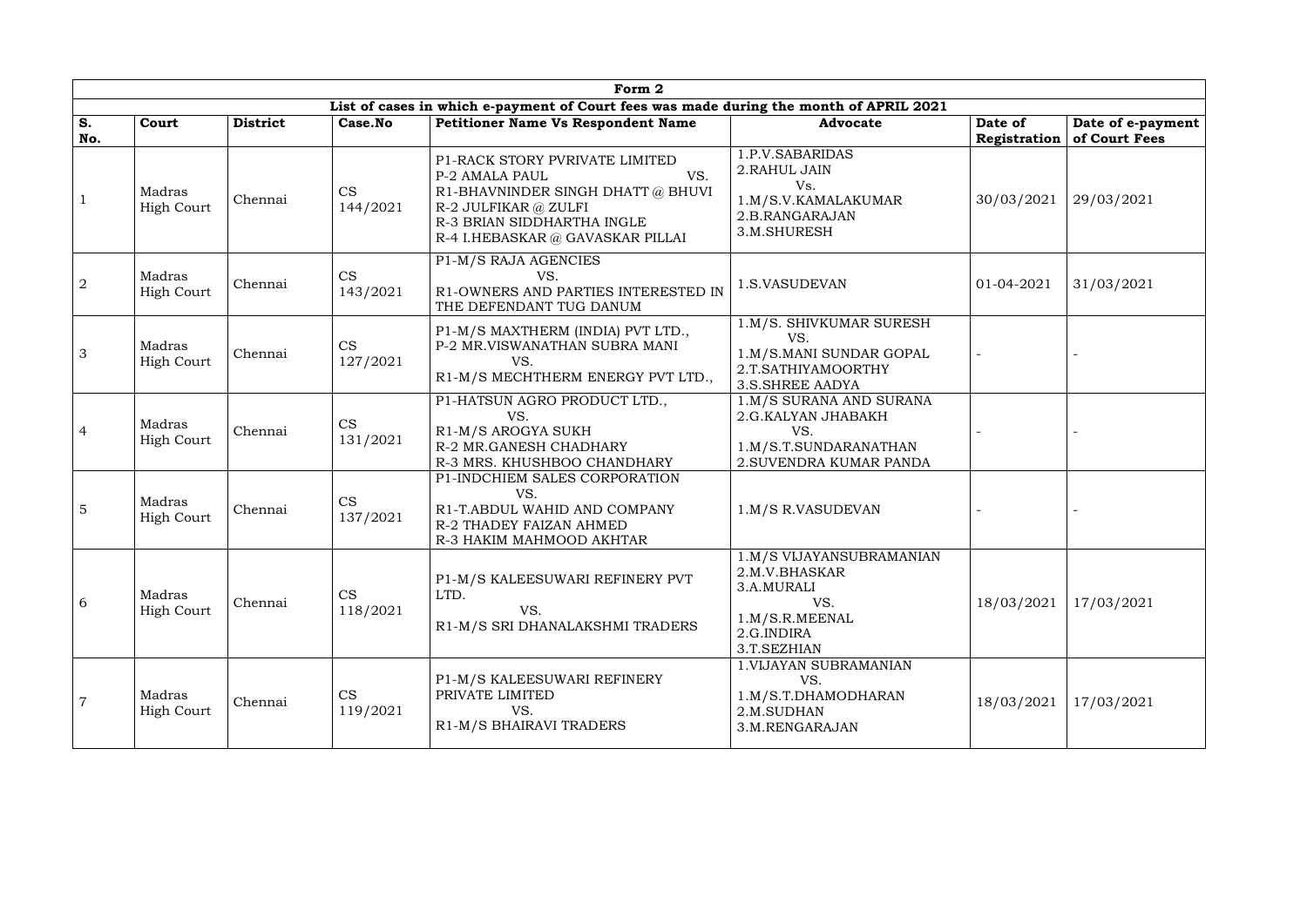| Form 2 | | | | | | | |
|---|---|---|---|---|---|---|---|
| List of cases in which e-payment of Court fees was made during the month of APRIL 2021 | | | | | | | |
| **S. No.** | **Court** | **District** | **Case.No** | **Petitioner Name Vs Respondent Name** | **Advocate** | **Date of Registration** | **Date of e-payment of Court Fees** |
| 1 | Madras High Court | Chennai | CS 144/2021 | P1-RACK STORY PVRIVATE LIMITED<br>P-2 AMALA PAUL VS.<br>R1-BHAVNINDER SINGH DHATT @ BHUVI<br>R-2 JULFIKAR @ ZULFI<br>R-3 BRIAN SIDDHARTHA INGLE<br>R-4 I.HEBASKAR @ GAVASKAR PILLAI | 1.P.V.SABARIDAS<br>2.RAHUL JAIN<br>Vs.<br>1.M/S.V.KAMALAKUMAR<br>2.B.RANGARAJAN<br>3.M.SHURESH | 30/03/2021 | 29/03/2021 |
| 2 | Madras High Court | Chennai | CS 143/2021 | P1-M/S RAJA AGENCIES<br>VS.<br>R1-OWNERS AND PARTIES INTERESTED IN THE DEFENDANT TUG DANUM | 1.S.VASUDEVAN | 01-04-2021 | 31/03/2021 |
| 3 | Madras High Court | Chennai | CS 127/2021 | P1-M/S MAXTHERM (INDIA) PVT LTD.,<br>P-2 MR.VISWANATHAN SUBRA MANI<br>VS.<br>R1-M/S MECHTHERM ENERGY PVT LTD., | 1.M/S. SHIVKUMAR SURESH<br>VS.<br>1.M/S.MANI SUNDAR GOPAL<br>2.T.SATHIYAMOORTHY<br>3.S.SHREE AADYA | - | - |
| 4 | Madras High Court | Chennai | CS 131/2021 | P1-HATSUN AGRO PRODUCT LTD.,<br>VS.<br>R1-M/S AROGYA SUKH<br>R-2 MR.GANESH CHADHARY<br>R-3 MRS. KHUSHBOO CHANDHARY | 1.M/S SURANA AND SURANA<br>2.G.KALYAN JHABAKH<br>VS.<br>1.M/S.T.SUNDARANATHAN<br>2.SUVENDRA KUMAR PANDA | - | - |
| 5 | Madras High Court | Chennai | CS 137/2021 | P1-INDCHIEM SALES CORPORATION<br>VS.<br>R1-T.ABDUL WAHID AND COMPANY<br>R-2 THADEY FAIZAN AHMED<br>R-3 HAKIM MAHMOOD AKHTAR | 1.M/S R.VASUDEVAN | - | - |
| 6 | Madras High Court | Chennai | CS 118/2021 | P1-M/S KALEESUWARI REFINERY PVT LTD.<br>VS.<br>R1-M/S SRI DHANALAKSHMI TRADERS | 1.M/S VIJAYANSUBRAMANIAN<br>2.M.V.BHASKAR<br>3.A.MURALI<br>VS.<br>1.M/S.R.MEENAL<br>2.G.INDIRA<br>3.T.SEZHIAN | 18/03/2021 | 17/03/2021 |
| 7 | Madras High Court | Chennai | CS 119/2021 | P1-M/S KALEESUWARI REFINERY PRIVATE LIMITED<br>VS.<br>R1-M/S BHAIRAVI TRADERS | 1.VIJAYAN SUBRAMANIAN<br>VS.<br>1.M/S.T.DHAMODHARAN<br>2.M.SUDHAN<br>3.M.RENGARAJAN | 18/03/2021 | 17/03/2021 |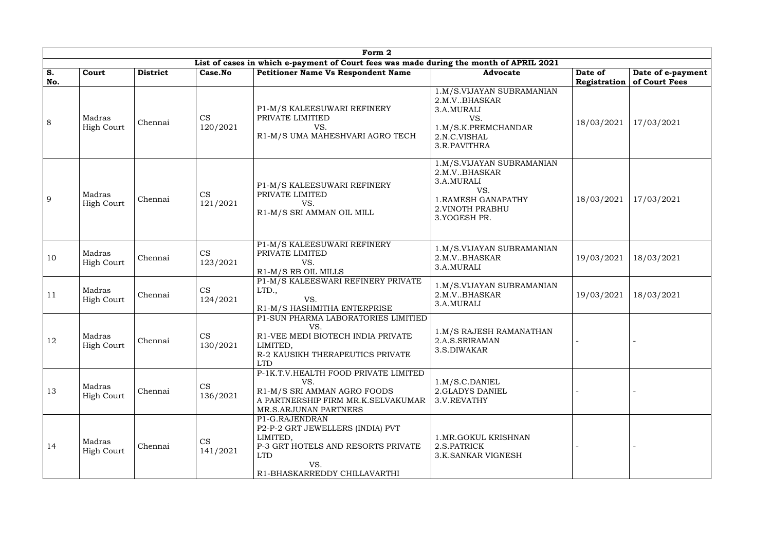| Form 2 | | | | | | | |
|---|---|---|---|---|---|---|---|
| List of cases in which e-payment of Court fees was made during the month of APRIL 2021 | | | | | | | |
| S. No. | Court | District | Case.No | Petitioner Name Vs Respondent Name | Advocate | Date of Registration | Date of e-payment of Court Fees |
| 8 | Madras High Court | Chennai | CS 120/2021 | P1-M/S KALEESUWARI REFINERY PRIVATE LIMITIED VS. R1-M/S UMA MAHESHVARI AGRO TECH | 1.M/S.VIJAYAN SUBRAMANIAN 2.M.V..BHASKAR 3.A.MURALI VS. 1.M/S.K.PREMCHANDAR 2.N.C.VISHAL 3.R.PAVITHRA | 18/03/2021 | 17/03/2021 |
| 9 | Madras High Court | Chennai | CS 121/2021 | P1-M/S KALEESUWARI REFINERY PRIVATE LIMITED VS. R1-M/S SRI AMMAN OIL MILL | 1.M/S.VIJAYAN SUBRAMANIAN 2.M.V..BHASKAR 3.A.MURALI VS. 1.RAMESH GANAPATHY 2.VINOTH PRABHU 3.YOGESH PR. | 18/03/2021 | 17/03/2021 |
| 10 | Madras High Court | Chennai | CS 123/2021 | P1-M/S KALEESUWARI REFINERY PRIVATE LIMITED VS. R1-M/S RB OIL MILLS | 1.M/S.VIJAYAN SUBRAMANIAN 2.M.V..BHASKAR 3.A.MURALI | 19/03/2021 | 18/03/2021 |
| 11 | Madras High Court | Chennai | CS 124/2021 | P1-M/S KALEESWARI REFINERY PRIVATE LTD., VS. R1-M/S HASHMITHA ENTERPRISE | 1.M/S.VIJAYAN SUBRAMANIAN 2.M.V..BHASKAR 3.A.MURALI | 19/03/2021 | 18/03/2021 |
| 12 | Madras High Court | Chennai | CS 130/2021 | P1-SUN PHARMA LABORATORIES LIMITIED VS. R1-VEE MEDI BIOTECH INDIA PRIVATE LIMITED, R-2 KAUSIKH THERAPEUTICS PRIVATE LTD | 1.M/S RAJESH RAMANATHAN 2.A.S.SRIRAMAN 3.S.DIWAKAR | - | - |
| 13 | Madras High Court | Chennai | CS 136/2021 | P-1K.T.V.HEALTH FOOD PRIVATE LIMITED VS. R1-M/S SRI AMMAN AGRO FOODS A PARTNERSHIP FIRM MR.K.SELVAKUMAR MR.S.ARJUNAN PARTNERS | 1.M/S.C.DANIEL 2.GLADYS DANIEL 3.V.REVATHY | - | - |
| 14 | Madras High Court | Chennai | CS 141/2021 | P1-G.RAJENDRAN P2-P-2 GRT JEWELLERS (INDIA) PVT LIMITED, P-3 GRT HOTELS AND RESORTS PRIVATE LTD VS. R1-BHASKARREDDY CHILLAVARTHI | 1.MR.GOKUL KRISHNAN 2.S.PATRICK 3.K.SANKAR VIGNESH | - | - |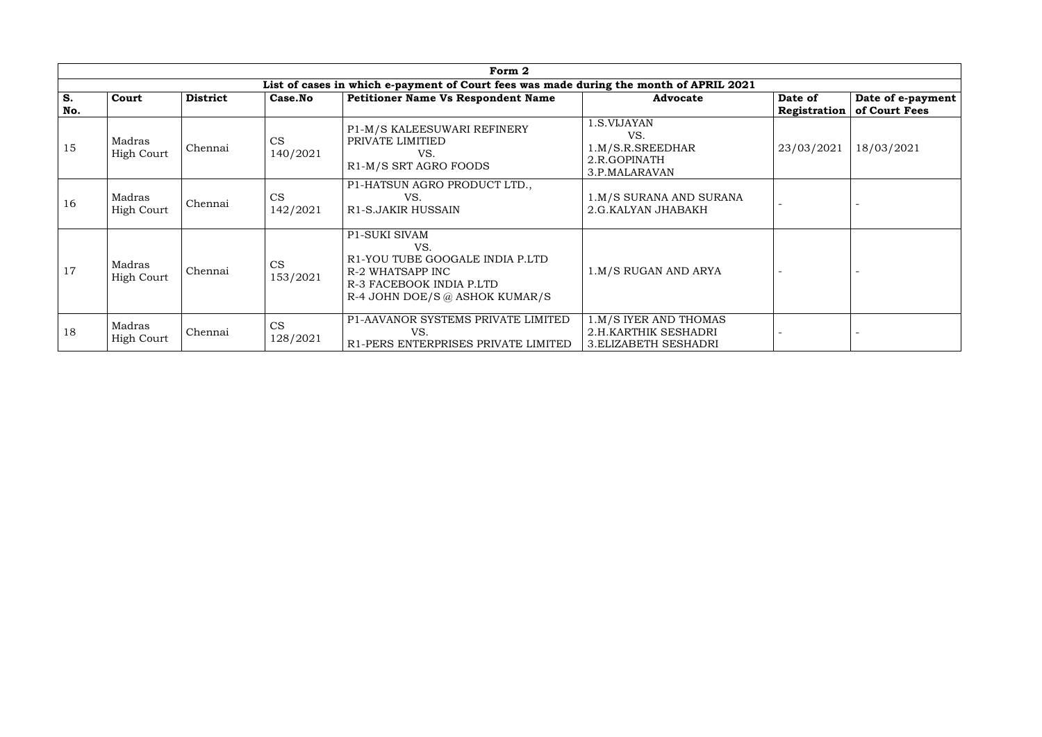| Form 2 | | | | | | | |
|---|---|---|---|---|---|---|---|
| List of cases in which e-payment of Court fees was made during the month of APRIL 2021 | | | | | | | |
| **S. No.** | **Court** | **District** | **Case.No** | **Petitioner Name Vs Respondent Name** | **Advocate** | **Date of Registration** | **Date of e-payment of Court Fees** |
| 15 | Madras High Court | Chennai | CS 140/2021 | P1-M/S KALEESUWARI REFINERY PRIVATE LIMITIED<br>VS.<br>R1-M/S SRT AGRO FOODS | 1.S.VIJAYAN<br>VS.<br>1.M/S.R.SREEDHAR<br>2.R.GOPINATH<br>3.P.MALARAVAN | 23/03/2021 | 18/03/2021 |
| 16 | Madras High Court | Chennai | CS 142/2021 | P1-HATSUN AGRO PRODUCT LTD.,<br>VS.<br>R1-S.JAKIR HUSSAIN | 1.M/S SURANA AND SURANA<br>2.G.KALYAN JHABAKH | - | - |
| 17 | Madras High Court | Chennai | CS 153/2021 | P1-SUKI SIVAM<br>VS.<br>R1-YOU TUBE GOOGALE INDIA P.LTD<br>R-2 WHATSAPP INC<br>R-3 FACEBOOK INDIA P.LTD<br>R-4 JOHN DOE/S @ ASHOK KUMAR/S | 1.M/S RUGAN AND ARYA | - | - |
| 18 | Madras High Court | Chennai | CS 128/2021 | P1-AAVANOR SYSTEMS PRIVATE LIMITED<br>VS.<br>R1-PERS ENTERPRISES PRIVATE LIMITED | 1.M/S IYER AND THOMAS<br>2.H.KARTHIK SESHADRI<br>3.ELIZABETH SESHADRI | - | - |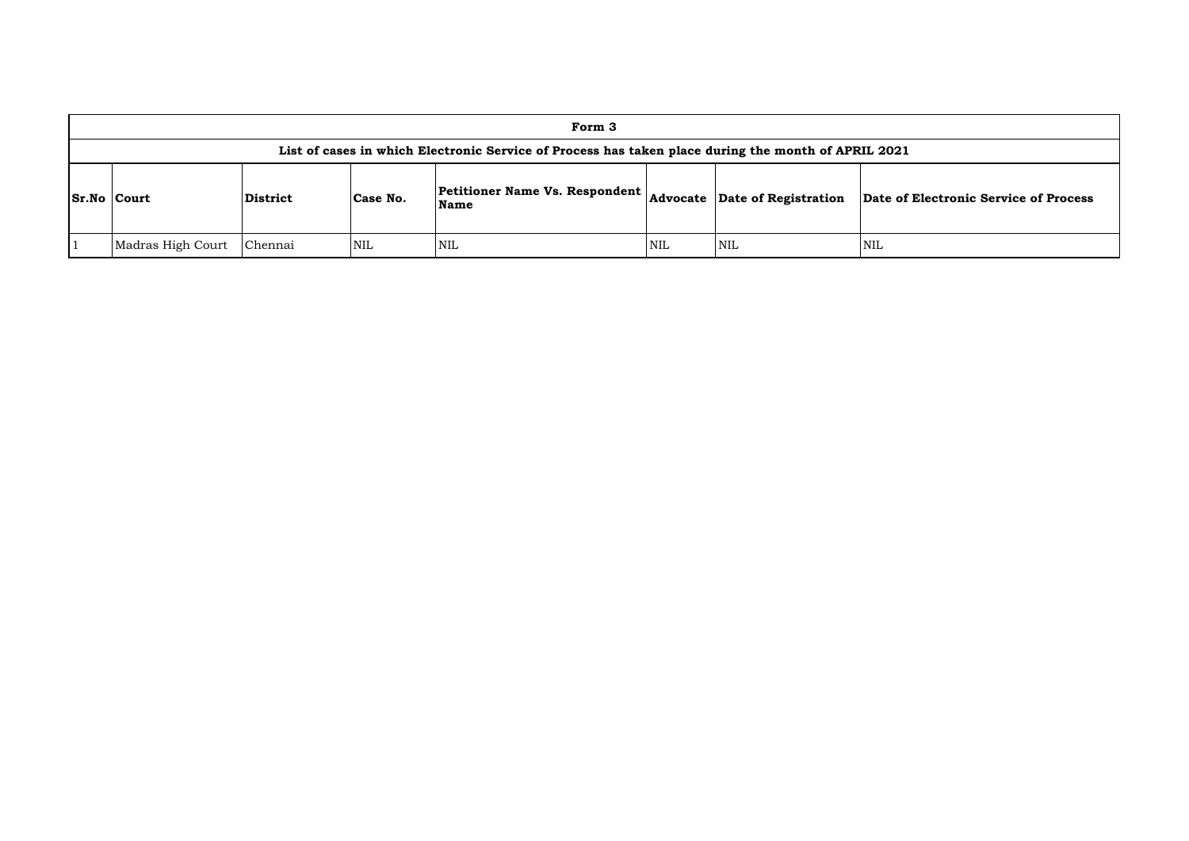| Form 3 | | | | | | | |
|---|---|---|---|---|---|---|---|
| List of cases in which Electronic Service of Process has taken place during the month of APRIL 2021 | | | | | | | |
| **Sr.No** | **Court** | **District** | **Case No.** | **Petitioner Name Vs. Respondent Name** | **Advocate** | **Date of Registration** | **Date of Electronic Service of Process** |
| 1 | Madras High Court | Chennai | NIL | NIL | NIL | NIL | NIL |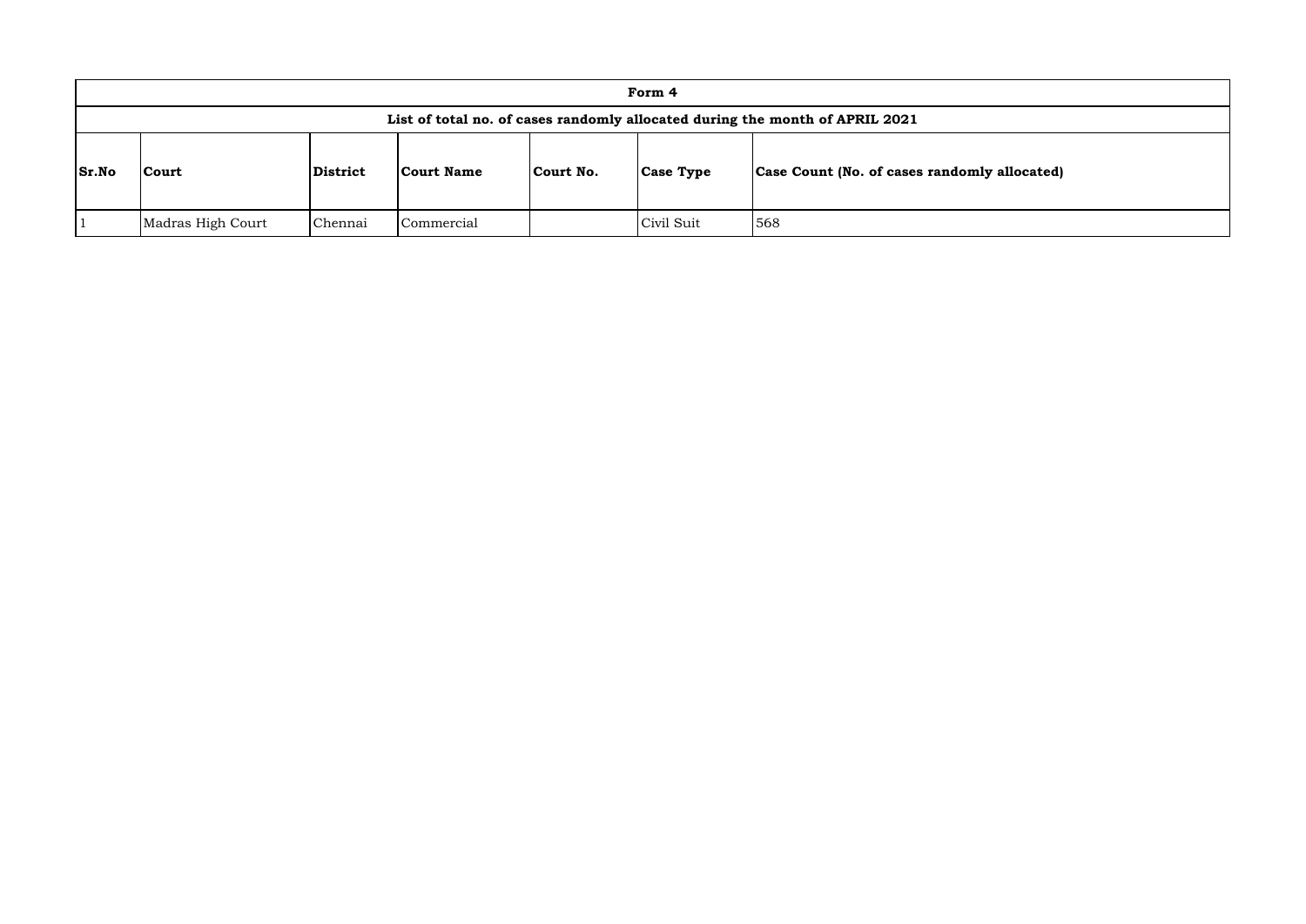| Form 4 | | | | | | |
|---|---|---|---|---|---|---|
| **List of total no. of cases randomly allocated during the month of APRIL 2021** | | | | | | |
| **Sr.No** | **Court** | **District** | **Court Name** | **Court No.** | **Case Type** | **Case Count (No. of cases randomly allocated)** |
| 1 | Madras High Court | Chennai | Commercial | | Civil Suit | 568 |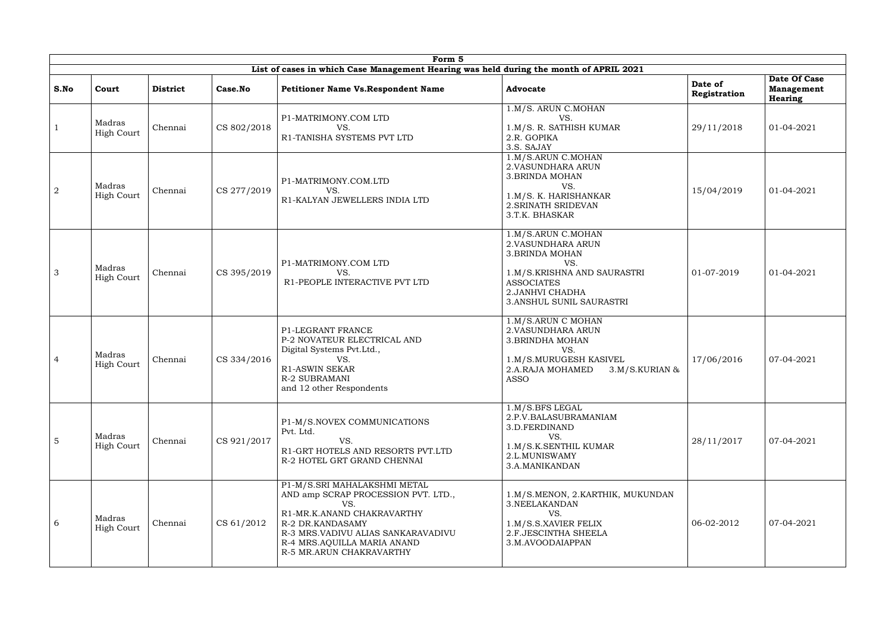| Form 5 | | | | | | | |
|---|---|---|---|---|---|---|---|
| **List of cases in which Case Management Hearing was held during the month of APRIL 2021** | | | | | | | |
| **S.No** | **Court** | **District** | **Case.No** | **Petitioner Name Vs.Respondent Name** | **Advocate** | **Date of Registration** | **Date Of Case Management Hearing** |
| 1 | Madras High Court | Chennai | CS 802/2018 | P1-MATRIMONY.COM LTD<br>VS.<br>R1-TANISHA SYSTEMS PVT LTD | 1.M/S. ARUN C.MOHAN<br>VS.<br>1.M/S. R. SATHISH KUMAR<br>2.R. GOPIKA<br>3.S. SAJAY | 29/11/2018 | 01-04-2021 |
| 2 | Madras High Court | Chennai | CS 277/2019 | P1-MATRIMONY.COM.LTD<br>VS.<br>R1-KALYAN JEWELLERS INDIA LTD | 1.M/S.ARUN C.MOHAN<br>2.VASUNDHARA ARUN<br>3.BRINDA MOHAN<br>VS.<br>1.M/S. K. HARISHANKAR<br>2.SRINATH SRIDEVAN<br>3.T.K. BHASKAR | 15/04/2019 | 01-04-2021 |
| 3 | Madras High Court | Chennai | CS 395/2019 | P1-MATRIMONY.COM LTD<br>VS.<br>R1-PEOPLE INTERACTIVE PVT LTD | 1.M/S.ARUN C.MOHAN<br>2.VASUNDHARA ARUN<br>3.BRINDA MOHAN<br>VS.<br>1.M/S.KRISHNA AND SAURASTRI ASSOCIATES<br>2.JANHVI CHADHA<br>3.ANSHUL SUNIL SAURASTRI | 01-07-2019 | 01-04-2021 |
| 4 | Madras High Court | Chennai | CS 334/2016 | P1-LEGRANT FRANCE<br>P-2 NOVATEUR ELECTRICAL AND Digital Systems Pvt.Ltd.,<br>VS.<br>R1-ASWIN SEKAR<br>R-2 SUBRAMANI<br>and 12 other Respondents | 1.M/S.ARUN C MOHAN<br>2.VASUNDHARA ARUN<br>3.BRINDHA MOHAN<br>VS.<br>1.M/S.MURUGESH KASIVEL<br>2.A.RAJA MOHAMED 3.M/S.KURIAN & ASSO | 17/06/2016 | 07-04-2021 |
| 5 | Madras High Court | Chennai | CS 921/2017 | P1-M/S.NOVEX COMMUNICATIONS Pvt. Ltd.<br>VS.<br>R1-GRT HOTELS AND RESORTS PVT.LTD<br>R-2 HOTEL GRT GRAND CHENNAI | 1.M/S.BFS LEGAL<br>2.P.V.BALASUBRAMANIAM<br>3.D.FERDINAND<br>VS.<br>1.M/S.K.SENTHIL KUMAR<br>2.L.MUNISWAMY<br>3.A.MANIKANDAN | 28/11/2017 | 07-04-2021 |
| 6 | Madras High Court | Chennai | CS 61/2012 | P1-M/S.SRI MAHALAKSHMI METAL AND amp SCRAP PROCESSION PVT. LTD.,<br>VS.<br>R1-MR.K.ANAND CHAKRAVARTHY<br>R-2 DR.KANDASAMY<br>R-3 MRS.VADIVU ALIAS SANKARAVADIVU<br>R-4 MRS.AQUILLA MARIA ANAND<br>R-5 MR.ARUN CHAKRAVARTHY | 1.M/S.MENON, 2.KARTHIK, MUKUNDAN<br>3.NEELAKANDAN<br>VS.<br>1.M/S.S.XAVIER FELIX<br>2.F.JESCINTHA SHEELA<br>3.M.AVOODAIAPPAN | 06-02-2012 | 07-04-2021 |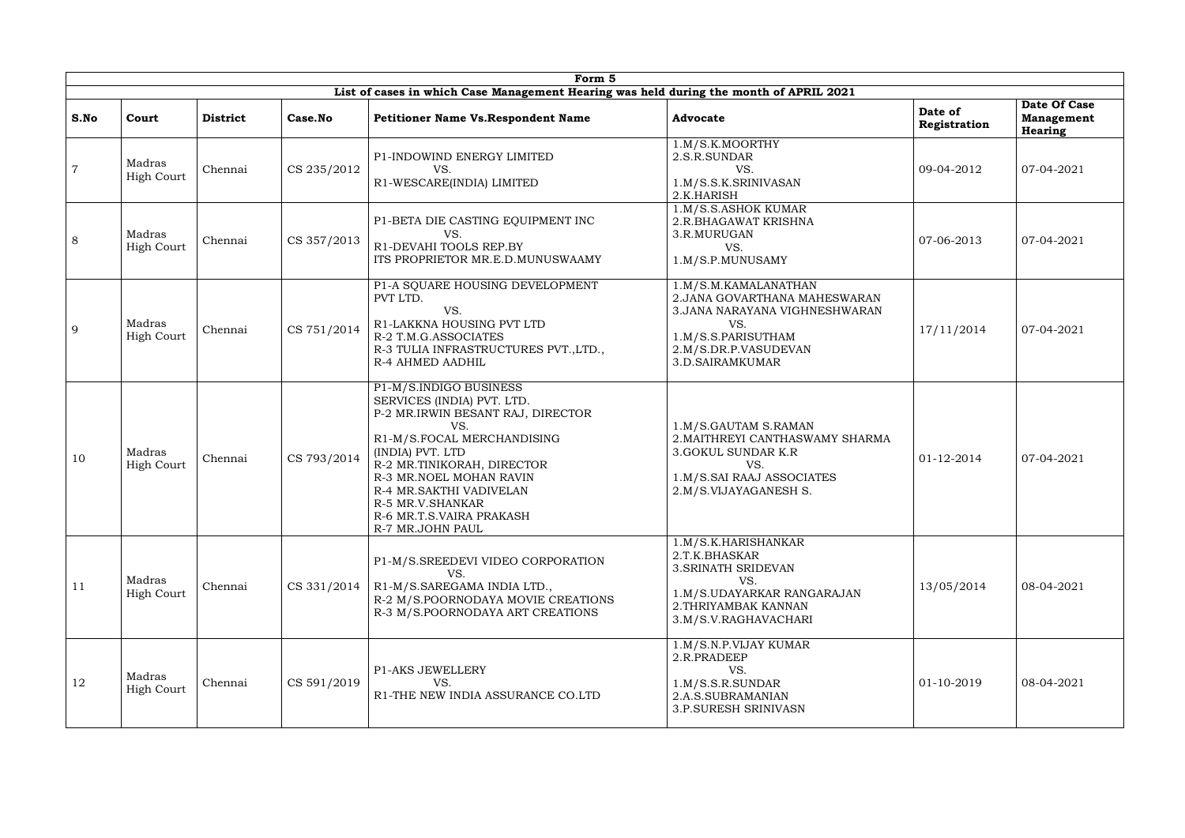| Form 5 | | | | | | | |
|---|---|---|---|---|---|---|---|
| List of cases in which Case Management Hearing was held during the month of APRIL 2021 | | | | | | | |
| **S.No** | **Court** | **District** | **Case.No** | **Petitioner Name Vs.Respondent Name** | **Advocate** | **Date of Registration** | **Date Of Case Management Hearing** |
| 7 | Madras High Court | Chennai | CS 235/2012 | P1-INDOWIND ENERGY LIMITED<br>VS.<br>R1-WESCARE(INDIA) LIMITED | 1.M/S.K.MOORTHY<br>2.S.R.SUNDAR<br>VS.<br>1.M/S.S.K.SRINIVASAN<br>2.K.HARISH | 09-04-2012 | 07-04-2021 |
| 8 | Madras High Court | Chennai | CS 357/2013 | P1-BETA DIE CASTING EQUIPMENT INC<br>VS.<br>R1-DEVAHI TOOLS REP.BY<br>ITS PROPRIETOR MR.E.D.MUNUSWAAMY | 1.M/S.S.ASHOK KUMAR<br>2.R.BHAGAWAT KRISHNA<br>3.R.MURUGAN<br>VS.<br>1.M/S.P.MUNUSAMY | 07-06-2013 | 07-04-2021 |
| 9 | Madras High Court | Chennai | CS 751/2014 | P1-A SQUARE HOUSING DEVELOPMENT PVT LTD.<br>VS.<br>R1-LAKKNA HOUSING PVT LTD<br>R-2 T.M.G.ASSOCIATES<br>R-3 TULIA INFRASTRUCTURES PVT.,LTD.,<br>R-4 AHMED AADHIL | 1.M/S.M.KAMALANATHAN<br>2.JANA GOVARTHANA MAHESWARAN<br>3.JANA NARAYANA VIGHNESHWARAN<br>VS.<br>1.M/S.S.PARISUTHAM<br>2.M/S.DR.P.VASUDEVAN<br>3.D.SAIRAMKUMAR | 17/11/2014 | 07-04-2021 |
| 10 | Madras High Court | Chennai | CS 793/2014 | P1-M/S.INDIGO BUSINESS SERVICES (INDIA) PVT. LTD.<br>P-2 MR.IRWIN BESANT RAJ, DIRECTOR<br>VS.<br>R1-M/S.FOCAL MERCHANDISING (INDIA) PVT. LTD<br>R-2 MR.TINIKORAH, DIRECTOR<br>R-3 MR.NOEL MOHAN RAVIN<br>R-4 MR.SAKTHI VADIVELAN<br>R-5 MR.V.SHANKAR<br>R-6 MR.T.S.VAIRA PRAKASH<br>R-7 MR.JOHN PAUL | 1.M/S.GAUTAM S.RAMAN<br>2.MAITHREYI CANTHASWAMY SHARMA<br>3.GOKUL SUNDAR K.R<br>VS.<br>1.M/S.SAI RAAJ ASSOCIATES<br>2.M/S.VIJAYAGANESH S. | 01-12-2014 | 07-04-2021 |
| 11 | Madras High Court | Chennai | CS 331/2014 | P1-M/S.SREEDEVI VIDEO CORPORATION<br>VS.<br>R1-M/S.SAREGAMA INDIA LTD.,<br>R-2 M/S.POORNODAYA MOVIE CREATIONS<br>R-3 M/S.POORNODAYA ART CREATIONS | 1.M/S.K.HARISHANKAR<br>2.T.K.BHASKAR<br>3.SRINATH SRIDEVAN<br>VS.<br>1.M/S.UDAYARKAR RANGARAJAN<br>2.THRIYAMBAK KANNAN<br>3.M/S.V.RAGHAVACHARI | 13/05/2014 | 08-04-2021 |
| 12 | Madras High Court | Chennai | CS 591/2019 | P1-AKS JEWELLERY<br>VS.<br>R1-THE NEW INDIA ASSURANCE CO.LTD | 1.M/S.N.P.VIJAY KUMAR<br>2.R.PRADEEP<br>VS.<br>1.M/S.S.R.SUNDAR<br>2.A.S.SUBRAMANIAN<br>3.P.SURESH SRINIVASN | 01-10-2019 | 08-04-2021 |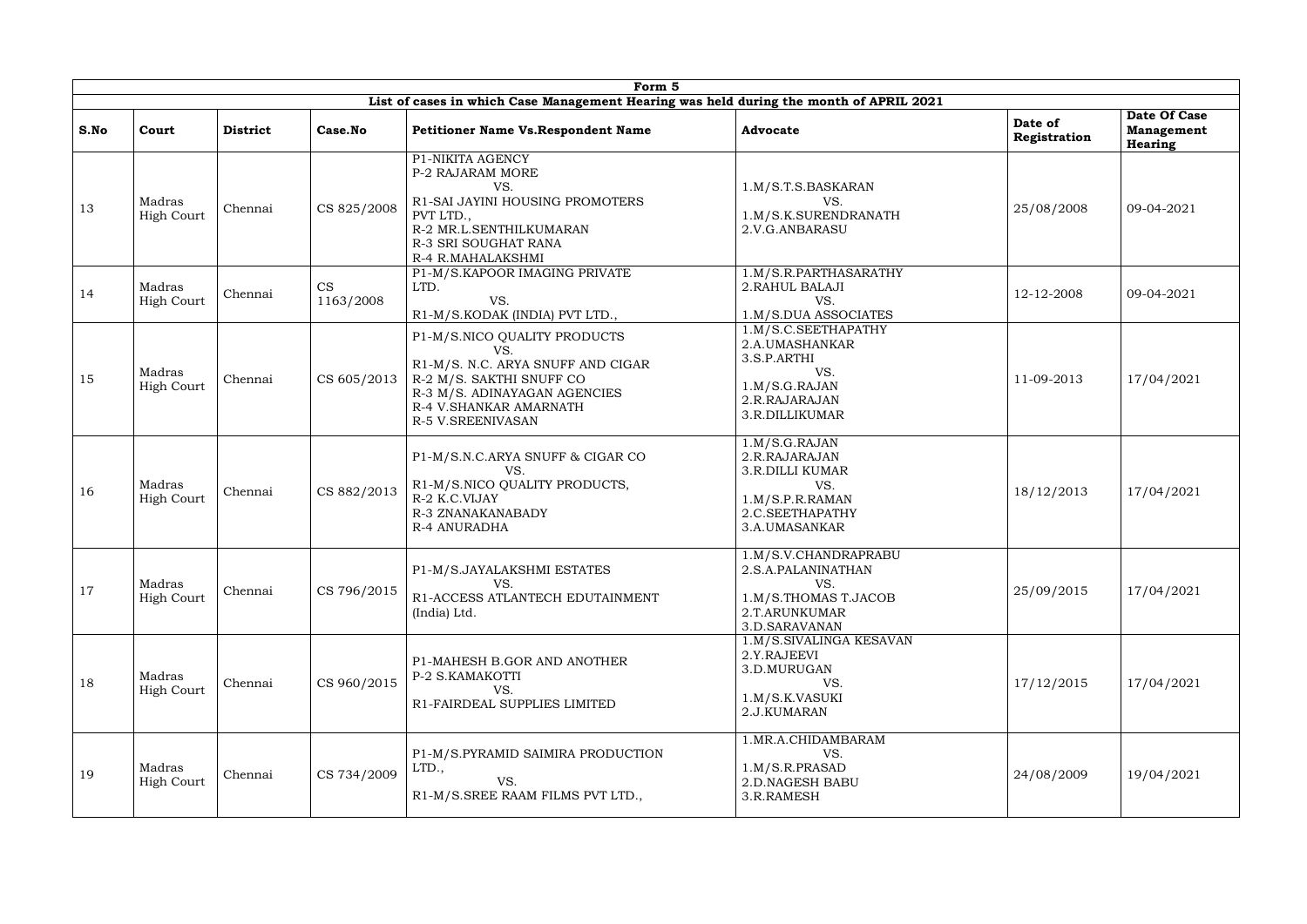## Form 5

### List of cases in which Case Management Hearing was held during the month of APRIL 2021

| S.No | Court | District | Case.No | Petitioner Name Vs.Respondent Name | Advocate | Date of Registration | Date Of Case Management Hearing |
|---|---|---|---|---|---|---|---|
| 13 | Madras High Court | Chennai | CS 825/2008 | P1-NIKITA AGENCY<br>P-2 RAJARAM MORE<br>VS.<br>R1-SAI JAYINI HOUSING PROMOTERS PVT LTD.,<br>R-2 MR.L.SENTHILKUMARAN<br>R-3 SRI SOUGHAT RANA<br>R-4 R.MAHALAKSHMI | 1.M/S.T.S.BASKARAN<br>VS.<br>1.M/S.K.SURENDRANATH<br>2.V.G.ANBARASU | 25/08/2008 | 09-04-2021 |
| 14 | Madras High Court | Chennai | CS 1163/2008 | P1-M/S.KAPOOR IMAGING PRIVATE LTD.<br>VS.<br>R1-M/S.KODAK (INDIA) PVT LTD., | 1.M/S.R.PARTHASARATHY<br>2.RAHUL BALAJI<br>VS.<br>1.M/S.DUA ASSOCIATES | 12-12-2008 | 09-04-2021 |
| 15 | Madras High Court | Chennai | CS 605/2013 | P1-M/S.NICO QUALITY PRODUCTS<br>VS.<br>R1-M/S. N.C. ARYA SNUFF AND CIGAR<br>R-2 M/S. SAKTHI SNUFF CO<br>R-3 M/S. ADINAYAGAN AGENCIES<br>R-4 V.SHANKAR AMARNATH<br>R-5 V.SREENIVASAN | 1.M/S.C.SEETHAPATHY<br>2.A.UMASHANKAR<br>3.S.P.ARTHI<br>VS.<br>1.M/S.G.RAJAN<br>2.R.RAJARAJAN<br>3.R.DILLIKUMAR | 11-09-2013 | 17/04/2021 |
| 16 | Madras High Court | Chennai | CS 882/2013 | P1-M/S.N.C.ARYA SNUFF & CIGAR CO<br>VS.<br>R1-M/S.NICO QUALITY PRODUCTS,<br>R-2 K.C.VIJAY<br>R-3 ZNANAKANABADY<br>R-4 ANURADHA | 1.M/S.G.RAJAN<br>2.R.RAJARAJAN<br>3.R.DILLI KUMAR<br>VS.<br>1.M/S.P.R.RAMAN<br>2.C.SEETHAPATHY<br>3.A.UMASANKAR | 18/12/2013 | 17/04/2021 |
| 17 | Madras High Court | Chennai | CS 796/2015 | P1-M/S.JAYALAKSHMI ESTATES<br>VS.<br>R1-ACCESS ATLANTECH EDUTAINMENT (India) Ltd. | 1.M/S.V.CHANDRAPRABU<br>2.S.A.PALANINATHAN<br>VS.<br>1.M/S.THOMAS T.JACOB<br>2.T.ARUNKUMAR<br>3.D.SARAVANAN | 25/09/2015 | 17/04/2021 |
| 18 | Madras High Court | Chennai | CS 960/2015 | P1-MAHESH B.GOR AND ANOTHER<br>P-2 S.KAMAKOTTI<br>VS.<br>R1-FAIRDEAL SUPPLIES LIMITED | 1.M/S.SIVALINGA KESAVAN<br>2.Y.RAJEEVI<br>3.D.MURUGAN<br>VS.<br>1.M/S.K.VASUKI<br>2.J.KUMARAN | 17/12/2015 | 17/04/2021 |
| 19 | Madras High Court | Chennai | CS 734/2009 | P1-M/S.PYRAMID SAIMIRA PRODUCTION LTD.,<br>VS.<br>R1-M/S.SREE RAAM FILMS PVT LTD., | 1.MR.A.CHIDAMBARAM<br>VS.<br>1.M/S.R.PRASAD<br>2.D.NAGESH BABU<br>3.R.RAMESH | 24/08/2009 | 19/04/2021 |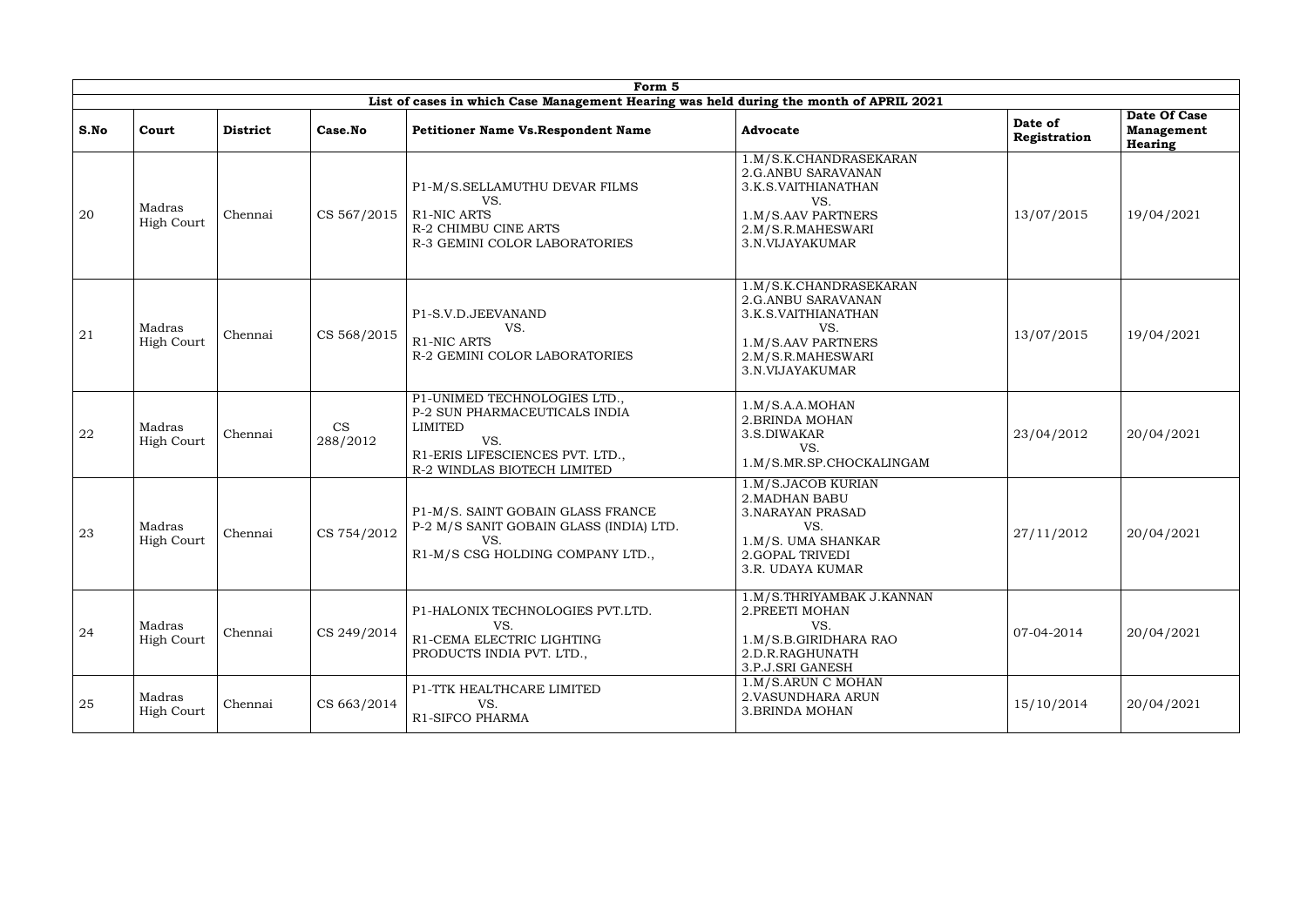| Form 5 | | | | | | | |
|---|---|---|---|---|---|---|---|
| List of cases in which Case Management Hearing was held during the month of APRIL 2021 | | | | | | | |
| **S.No** | **Court** | **District** | **Case.No** | **Petitioner Name Vs.Respondent Name** | **Advocate** | **Date of Registration** | **Date Of Case Management Hearing** |
| 20 | Madras High Court | Chennai | CS 567/2015 | P1-M/S.SELLAMUTHU DEVAR FILMS<br>VS.<br>R1-NIC ARTS<br>R-2 CHIMBU CINE ARTS<br>R-3 GEMINI COLOR LABORATORIES | 1.M/S.K.CHANDRASEKARAN<br>2.G.ANBU SARAVANAN<br>3.K.S.VAITHIANATHAN<br>VS.<br>1.M/S.AAV PARTNERS<br>2.M/S.R.MAHESWARI<br>3.N.VIJAYAKUMAR | 13/07/2015 | 19/04/2021 |
| 21 | Madras High Court | Chennai | CS 568/2015 | P1-S.V.D.JEEVANAND<br>VS.<br>R1-NIC ARTS<br>R-2 GEMINI COLOR LABORATORIES | 1.M/S.K.CHANDRASEKARAN<br>2.G.ANBU SARAVANAN<br>3.K.S.VAITHIANATHAN<br>VS.<br>1.M/S.AAV PARTNERS<br>2.M/S.R.MAHESWARI<br>3.N.VIJAYAKUMAR | 13/07/2015 | 19/04/2021 |
| 22 | Madras High Court | Chennai | CS 288/2012 | P1-UNIMED TECHNOLOGIES LTD.,<br>P-2 SUN PHARMACEUTICALS INDIA LIMITED<br>VS.<br>R1-ERIS LIFESCIENCES PVT. LTD.,<br>R-2 WINDLAS BIOTECH LIMITED | 1.M/S.A.A.MOHAN<br>2.BRINDA MOHAN<br>3.S.DIWAKAR<br>VS.<br>1.M/S.MR.SP.CHOCKALINGAM | 23/04/2012 | 20/04/2021 |
| 23 | Madras High Court | Chennai | CS 754/2012 | P1-M/S. SAINT GOBAIN GLASS FRANCE<br>P-2 M/S SANIT GOBAIN GLASS (INDIA) LTD.<br>VS.<br>R1-M/S CSG HOLDING COMPANY LTD., | 1.M/S.JACOB KURIAN<br>2.MADHAN BABU<br>3.NARAYAN PRASAD<br>VS.<br>1.M/S. UMA SHANKAR<br>2.GOPAL TRIVEDI<br>3.R. UDAYA KUMAR | 27/11/2012 | 20/04/2021 |
| 24 | Madras High Court | Chennai | CS 249/2014 | P1-HALONIX TECHNOLOGIES PVT.LTD.<br>VS.<br>R1-CEMA ELECTRIC LIGHTING PRODUCTS INDIA PVT. LTD., | 1.M/S.THRIYAMBAK J.KANNAN<br>2.PREETI MOHAN<br>VS.<br>1.M/S.B.GIRIDHARA RAO<br>2.D.R.RAGHUNATH<br>3.P.J.SRI GANESH | 07-04-2014 | 20/04/2021 |
| 25 | Madras High Court | Chennai | CS 663/2014 | P1-TTK HEALTHCARE LIMITED<br>VS.<br>R1-SIFCO PHARMA | 1.M/S.ARUN C MOHAN<br>2.VASUNDHARA ARUN<br>3.BRINDA MOHAN | 15/10/2014 | 20/04/2021 |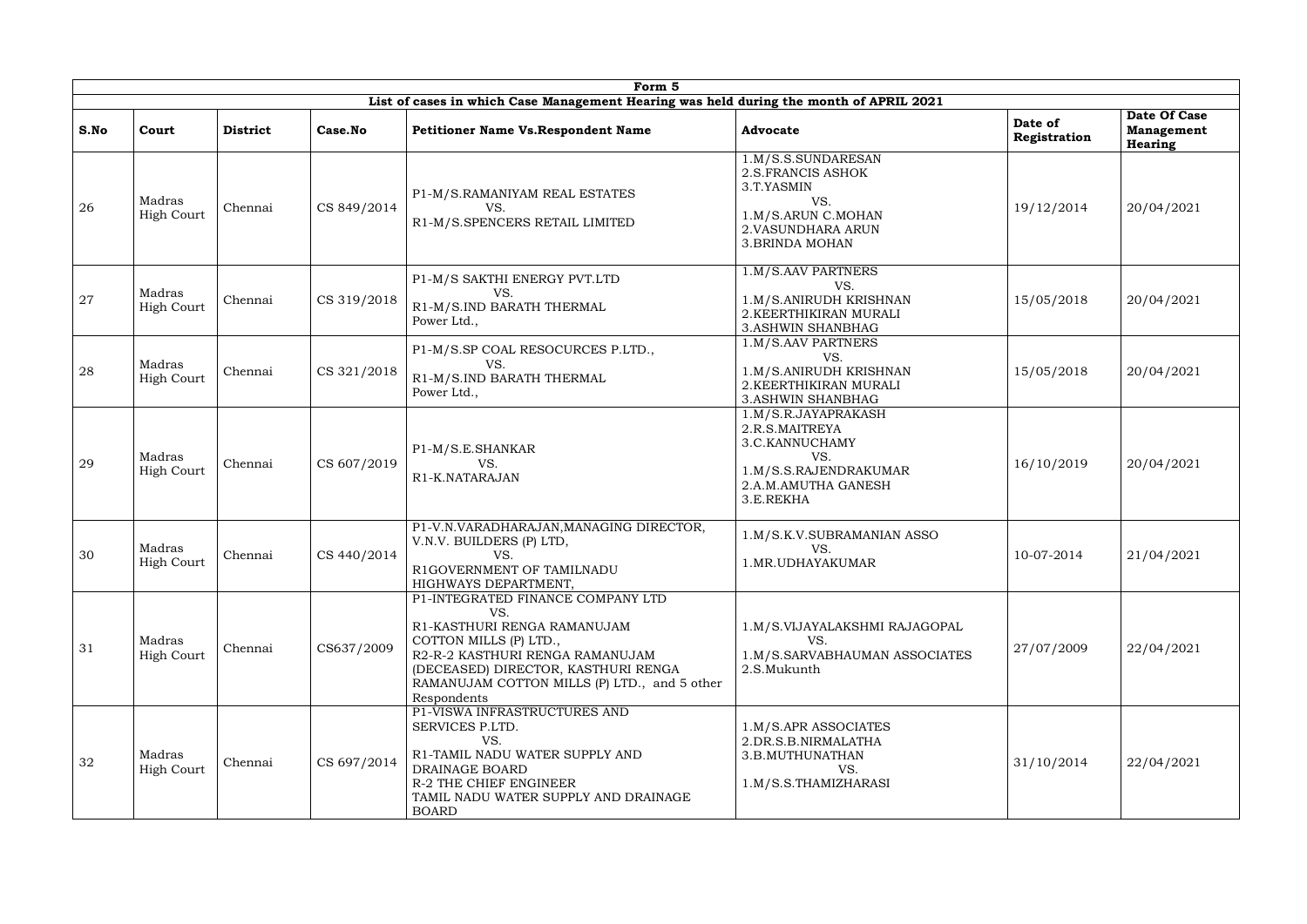| Form 5 | | | | | | | |
|---|---|---|---|---|---|---|---|
| List of cases in which Case Management Hearing was held during the month of APRIL 2021 | | | | | | | |
| **S.No** | **Court** | **District** | **Case.No** | **Petitioner Name Vs.Respondent Name** | **Advocate** | **Date of Registration** | **Date Of Case Management Hearing** |
| 26 | Madras High Court | Chennai | CS 849/2014 | P1-M/S.RAMANIYAM REAL ESTATES VS. R1-M/S.SPENCERS RETAIL LIMITED | 1.M/S.S.SUNDARESAN 2.S.FRANCIS ASHOK 3.T.YASMIN VS. 1.M/S.ARUN C.MOHAN 2.VASUNDHARA ARUN 3.BRINDA MOHAN | 19/12/2014 | 20/04/2021 |
| 27 | Madras High Court | Chennai | CS 319/2018 | P1-M/S SAKTHI ENERGY PVT.LTD VS. R1-M/S.IND BARATH THERMAL Power Ltd., | 1.M/S.AAV PARTNERS VS. 1.M/S.ANIRUDH KRISHNAN 2.KEERTHIKIRAN MURALI 3.ASHWIN SHANBHAG | 15/05/2018 | 20/04/2021 |
| 28 | Madras High Court | Chennai | CS 321/2018 | P1-M/S.SP COAL RESOCURCES P.LTD., VS. R1-M/S.IND BARATH THERMAL Power Ltd., | 1.M/S.AAV PARTNERS VS. 1.M/S.ANIRUDH KRISHNAN 2.KEERTHIKIRAN MURALI 3.ASHWIN SHANBHAG | 15/05/2018 | 20/04/2021 |
| 29 | Madras High Court | Chennai | CS 607/2019 | P1-M/S.E.SHANKAR VS. R1-K.NATARAJAN | 1.M/S.R.JAYAPRAKASH 2.R.S.MAITREYA 3.C.KANNUCHAMY VS. 1.M/S.S.RAJENDRAKUMAR 2.A.M.AMUTHA GANESH 3.E.REKHA | 16/10/2019 | 20/04/2021 |
| 30 | Madras High Court | Chennai | CS 440/2014 | P1-V.N.VARADHARAJAN,MANAGING DIRECTOR, V.N.V. BUILDERS (P) LTD, VS. R1GOVERNMENT OF TAMILNADU HIGHWAYS DEPARTMENT, | 1.M/S.K.V.SUBRAMANIAN ASSO VS. 1.MR.UDHAYAKUMAR | 10-07-2014 | 21/04/2021 |
| 31 | Madras High Court | Chennai | CS637/2009 | P1-INTEGRATED FINANCE COMPANY LTD VS. R1-KASTHURI RENGA RAMANUJAM COTTON MILLS (P) LTD., R2-R-2 KASTHURI RENGA RAMANUJAM (DECEASED) DIRECTOR, KASTHURI RENGA RAMANUJAM COTTON MILLS (P) LTD., and 5 other Respondents | 1.M/S.VIJAYALAKSHMI RAJAGOPAL VS. 1.M/S.SARVABHAUMAN ASSOCIATES 2.S.Mukunth | 27/07/2009 | 22/04/2021 |
| 32 | Madras High Court | Chennai | CS 697/2014 | P1-VISWA INFRASTRUCTURES AND SERVICES P.LTD. VS. R1-TAMIL NADU WATER SUPPLY AND DRAINAGE BOARD R-2 THE CHIEF ENGINEER TAMIL NADU WATER SUPPLY AND DRAINAGE BOARD | 1.M/S.APR ASSOCIATES 2.DR.S.B.NIRMALATHA 3.B.MUTHUNATHAN VS. 1.M/S.S.THAMIZHARASI | 31/10/2014 | 22/04/2021 |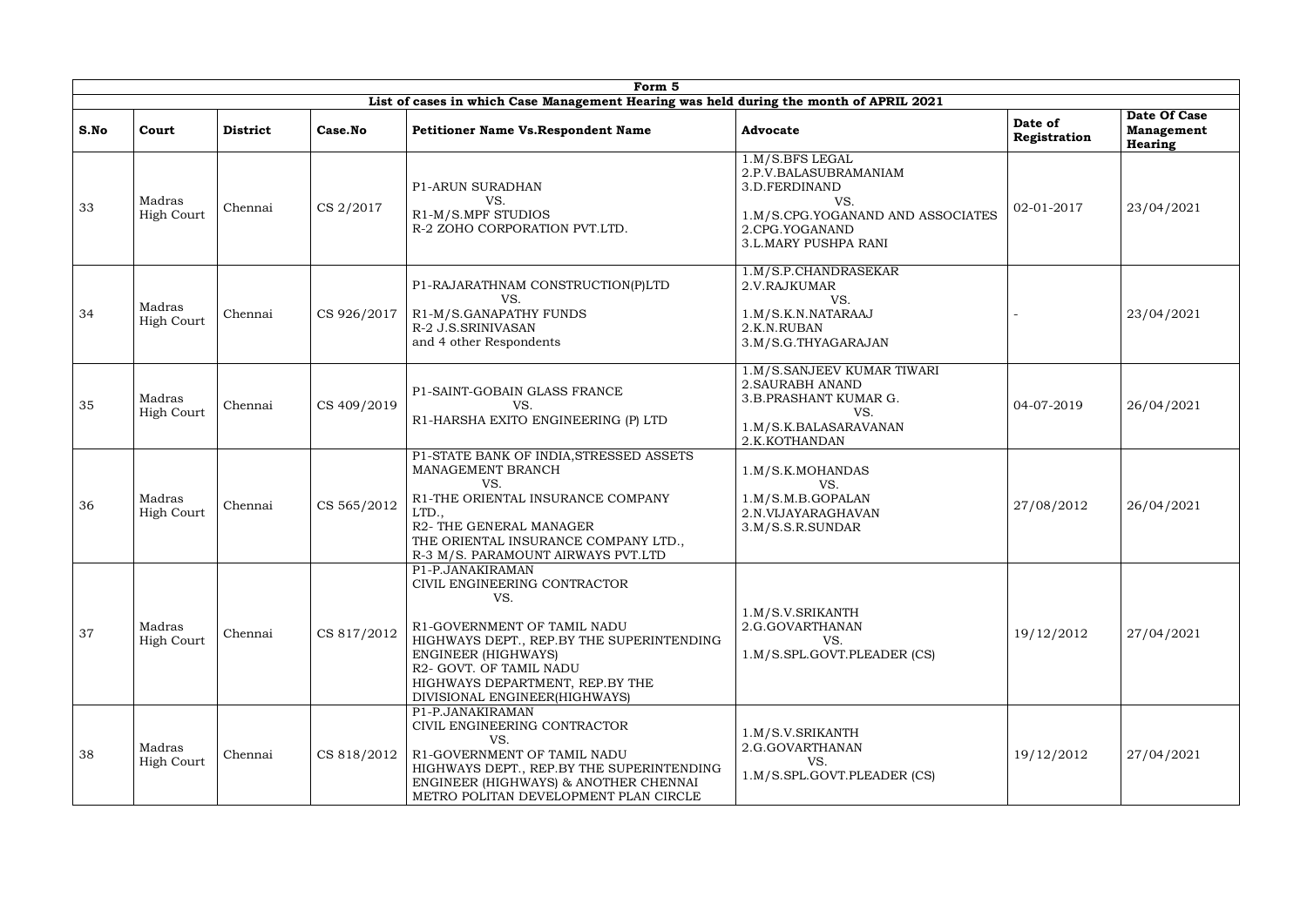# Form 5

## List of cases in which Case Management Hearing was held during the month of APRIL 2021

| S.No | Court | District | Case.No | Petitioner Name Vs.Respondent Name | Advocate | Date of Registration | Date Of Case Management Hearing |
|---|---|---|---|---|---|---|---|
| 33 | Madras High Court | Chennai | CS 2/2017 | P1-ARUN SURADHAN<br>VS.<br>R1-M/S.MPF STUDIOS<br>R-2 ZOHO CORPORATION PVT.LTD. | 1.M/S.BFS LEGAL<br>2.P.V.BALASUBRAMANIAM<br>3.D.FERDINAND<br>VS.<br>1.M/S.CPG.YOGANAND AND ASSOCIATES<br>2.CPG.YOGANAND<br>3.L.MARY PUSHPA RANI | 02-01-2017 | 23/04/2021 |
| 34 | Madras High Court | Chennai | CS 926/2017 | P1-RAJARATHNAM CONSTRUCTION(P)LTD<br>VS.<br>R1-M/S.GANAPATHY FUNDS<br>R-2 J.S.SRINIVASAN<br>and 4 other Respondents | 1.M/S.P.CHANDRASEKAR<br>2.V.RAJKUMAR<br>VS.<br>1.M/S.K.N.NATARAAJ<br>2.K.N.RUBAN<br>3.M/S.G.THYAGARAJAN | - | 23/04/2021 |
| 35 | Madras High Court | Chennai | CS 409/2019 | P1-SAINT-GOBAIN GLASS FRANCE<br>VS.<br>R1-HARSHA EXITO ENGINEERING (P) LTD | 1.M/S.SANJEEV KUMAR TIWARI<br>2.SAURABH ANAND<br>3.B.PRASHANT KUMAR G.<br>VS.<br>1.M/S.K.BALASARAVANAN<br>2.K.KOTHANDAN | 04-07-2019 | 26/04/2021 |
| 36 | Madras High Court | Chennai | CS 565/2012 | P1-STATE BANK OF INDIA,STRESSED ASSETS MANAGEMENT BRANCH<br>VS.<br>R1-THE ORIENTAL INSURANCE COMPANY LTD.,<br>R2- THE GENERAL MANAGER THE ORIENTAL INSURANCE COMPANY LTD.,<br>R-3 M/S. PARAMOUNT AIRWAYS PVT.LTD | 1.M/S.K.MOHANDAS<br>VS.<br>1.M/S.M.B.GOPALAN<br>2.N.VIJAYARAGHAVAN<br>3.M/S.S.R.SUNDAR | 27/08/2012 | 26/04/2021 |
| 37 | Madras High Court | Chennai | CS 817/2012 | P1-P.JANAKIRAMAN<br>CIVIL ENGINEERING CONTRACTOR<br>VS.<br>R1-GOVERNMENT OF TAMIL NADU HIGHWAYS DEPT., REP.BY THE SUPERINTENDING ENGINEER (HIGHWAYS)<br>R2- GOVT. OF TAMIL NADU HIGHWAYS DEPARTMENT, REP.BY THE DIVISIONAL ENGINEER(HIGHWAYS) | 1.M/S.V.SRIKANTH<br>2.G.GOVARTHANAN<br>VS.<br>1.M/S.SPL.GOVT.PLEADER (CS) | 19/12/2012 | 27/04/2021 |
| 38 | Madras High Court | Chennai | CS 818/2012 | P1-P.JANAKIRAMAN<br>CIVIL ENGINEERING CONTRACTOR<br>VS.<br>R1-GOVERNMENT OF TAMIL NADU HIGHWAYS DEPT., REP.BY THE SUPERINTENDING ENGINEER (HIGHWAYS) & ANOTHER CHENNAI METRO POLITAN DEVELOPMENT PLAN CIRCLE | 1.M/S.V.SRIKANTH<br>2.G.GOVARTHANAN<br>VS.<br>1.M/S.SPL.GOVT.PLEADER (CS) | 19/12/2012 | 27/04/2021 |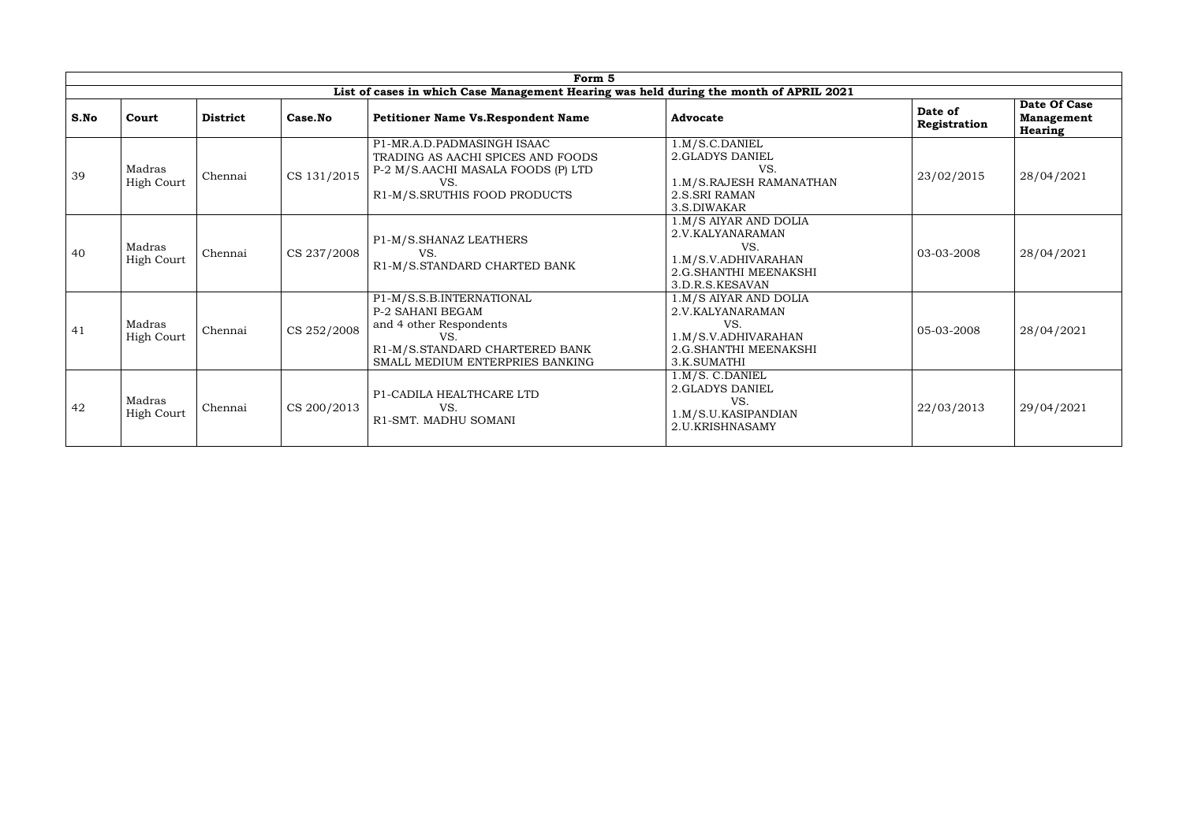| Form 5 | | | | | | | |
|---|---|---|---|---|---|---|---|
| **List of cases in which Case Management Hearing was held during the month of APRIL 2021** | | | | | | | |
| **S.No** | **Court** | **District** | **Case.No** | **Petitioner Name Vs.Respondent Name** | **Advocate** | **Date of Registration** | **Date Of Case Management Hearing** |
| 39 | Madras High Court | Chennai | CS 131/2015 | P1-MR.A.D.PADMASINGH ISAAC TRADING AS AACHI SPICES AND FOODS P-2 M/S.AACHI MASALA FOODS (P) LTD VS. R1-M/S.SRUTHIS FOOD PRODUCTS | 1.M/S.C.DANIEL 2.GLADYS DANIEL VS. 1.M/S.RAJESH RAMANATHAN 2.S.SRI RAMAN 3.S.DIWAKAR | 23/02/2015 | 28/04/2021 |
| 40 | Madras High Court | Chennai | CS 237/2008 | P1-M/S.SHANAZ LEATHERS VS. R1-M/S.STANDARD CHARTED BANK | 1.M/S AIYAR AND DOLIA 2.V.KALYANARAMAN VS. 1.M/S.V.ADHIVARAHAN 2.G.SHANTHI MEENAKSHI 3.D.R.S.KESAVAN | 03-03-2008 | 28/04/2021 |
| 41 | Madras High Court | Chennai | CS 252/2008 | P1-M/S.S.B.INTERNATIONAL P-2 SAHANI BEGAM and 4 other Respondents VS. R1-M/S.STANDARD CHARTERED BANK SMALL MEDIUM ENTERPRIES BANKING | 1.M/S AIYAR AND DOLIA 2.V.KALYANARAMAN VS. 1.M/S.V.ADHIVARAHAN 2.G.SHANTHI MEENAKSHI 3.K.SUMATHI | 05-03-2008 | 28/04/2021 |
| 42 | Madras High Court | Chennai | CS 200/2013 | P1-CADILA HEALTHCARE LTD VS. R1-SMT. MADHU SOMANI | 1.M/S. C.DANIEL 2.GLADYS DANIEL VS. 1.M/S.U.KASIPANDIAN 2.U.KRISHNASAMY | 22/03/2013 | 29/04/2021 |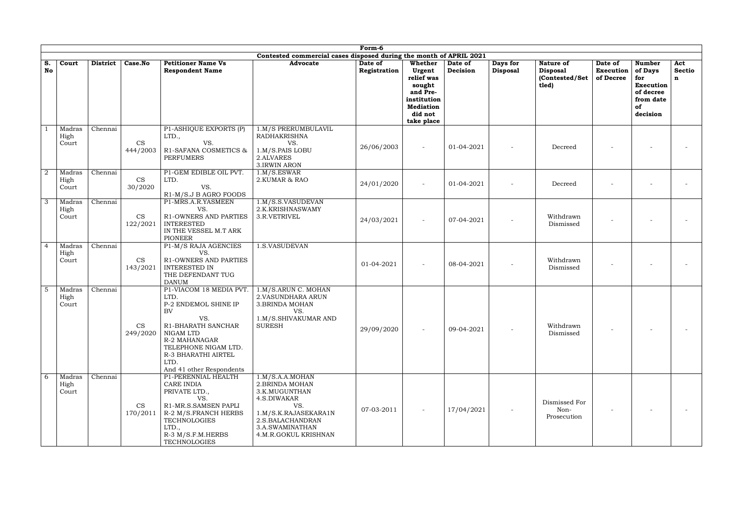**Form-6**

**Contested commercial cases disposed during the month of APRIL 2021**

| S. No | Court | District | Case.No | Petitioner Name Vs Respondent Name | Advocate | Date of Registration | Whether Urgent relief was sought and Pre-institution Mediation did not take place | Date of Decision | Days for Disposal | Nature of Disposal (Contested/Settled) | Date of Execution of Decree | Number of Days for Execution of decree from date of decision | Act Section |
|---|---|---|---|---|---|---|---|---|---|---|---|---|---|
| 1 | Madras High Court | Chennai | CS 444/2003 | P1-ASHIQUE EXPORTS (P) LTD., VS. R1-SAFANA COSMETICS & PERFUMERS | 1.M/S PRERUMBULAVIL RADHAKRISHNA VS. 1.M/S.PAIS LOBU 2.ALVARES 3.IRWIN ARON | 26/06/2003 | - | 01-04-2021 | - | Decreed | - | - | - |
| 2 | Madras High Court | Chennai | CS 30/2020 | P1-GEM EDIBLE OIL PVT. LTD. VS. R1-M/S.J B AGRO FOODS | 1.M/S.ESWAR 2.KUMAR & RAO | 24/01/2020 | - | 01-04-2021 | - | Decreed | - | - | - |
| 3 | Madras High Court | Chennai | CS 122/2021 | P1-MRS.A.R.YASMEEN VS. R1-OWNERS AND PARTIES INTERESTED IN THE VESSEL M.T ARK PIONEER | 1.M/S.S.VASUDEVAN 2.K.KRISHNASWAMY 3.R.VETRIVEL | 24/03/2021 | - | 07-04-2021 | - | Withdrawn Dismissed | - | - | - |
| 4 | Madras High Court | Chennai | CS 143/2021 | P1-M/S RAJA AGENCIES VS. R1-OWNERS AND PARTIES INTERESTED IN THE DEFENDANT TUG DANUM | 1.S.VASUDEVAN | 01-04-2021 | - | 08-04-2021 | - | Withdrawn Dismissed | - | - | - |
| 5 | Madras High Court | Chennai | CS 249/2020 | P1-VIACOM 18 MEDIA PVT. LTD. P-2 ENDEMOL SHINE IP BV VS. R1-BHARATH SANCHAR NIGAM LTD R-2 MAHANAGAR TELEPHONE NIGAM LTD. R-3 BHARATHI AIRTEL LTD. And 41 other Respondents | 1.M/S.ARUN C. MOHAN 2.VASUNDHARA ARUN 3.BRINDA MOHAN VS. 1.M/S.SHIVAKUMAR AND SURESH | 29/09/2020 | - | 09-04-2021 | - | Withdrawn Dismissed | - | - | - |
| 6 | Madras High Court | Chennai | CS 170/2011 | P1-PERENNIAL HEALTH CARE INDIA PRIVATE LTD., VS. R1-MR.S.SAMSEN PAPLI R-2 M/S.FRANCH HERBS TECHNOLOGIES LTD., R-3 M/S.F.M.HERBS TECHNOLOGIES | 1.M/S.A.A.MOHAN 2.BRINDA MOHAN 3.K.MUGUNTHAN 4.S.DIWAKAR VS. 1.M/S.K.RAJASEKARA1N 2.S.BALACHANDRAN 3.A.SWAMINATHAN 4.M.R.GOKUL KRISHNAN | 07-03-2011 | - | 17/04/2021 | - | Dismissed For Non-Prosecution | - | - | - |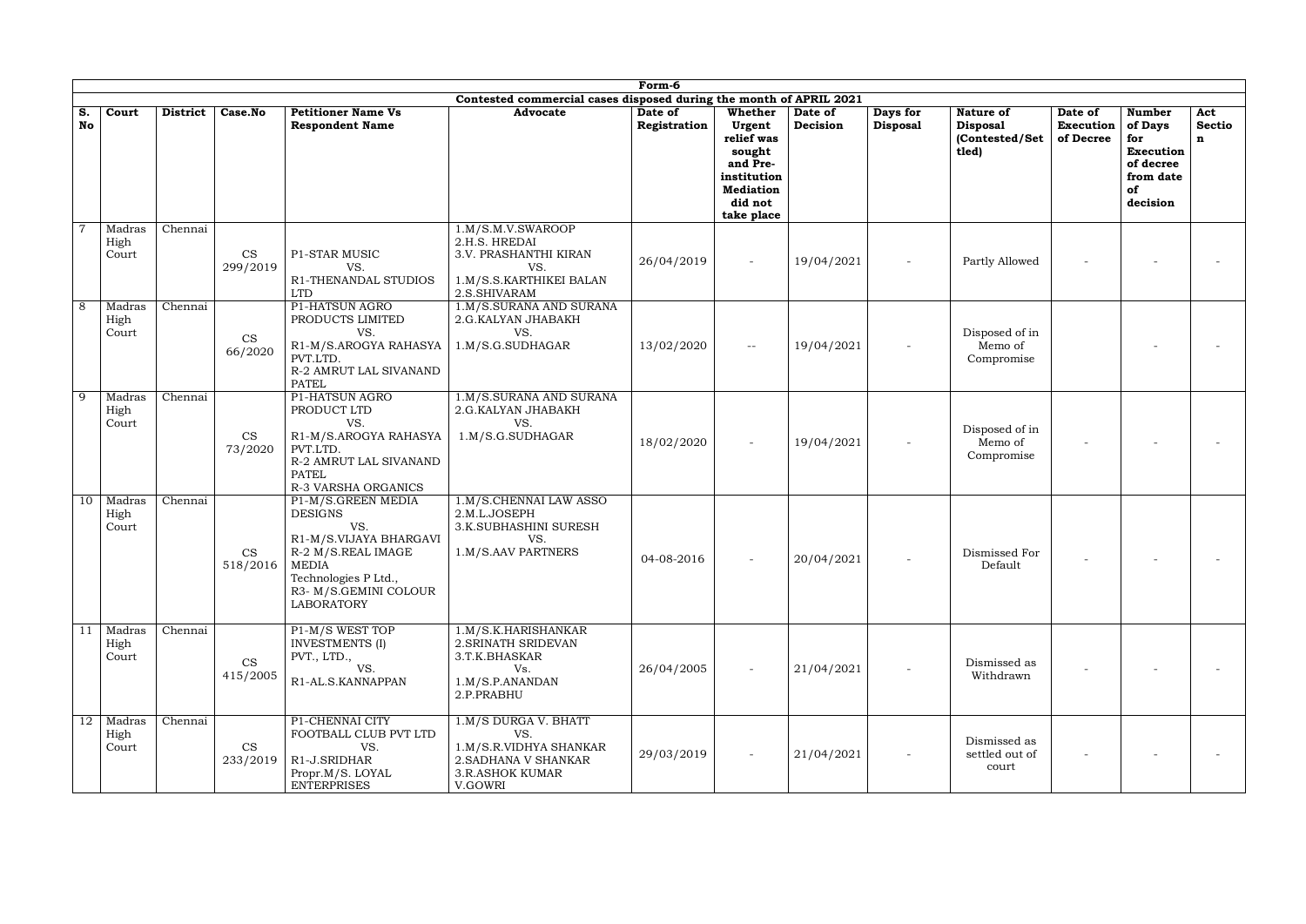# Form-6

## Contested commercial cases disposed during the month of APRIL 2021

| S. No | Court | District | Case.No | Petitioner Name Vs Respondent Name | Advocate | Date of Registration | Whether Urgent relief was sought and Pre-institution Mediation did not take place | Date of Decision | Days for Disposal | Nature of Disposal (Contested/Settled) | Date of Execution of Decree | Number of Days for Execution of decree from date of decision | Act Section |
|---|---|---|---|---|---|---|---|---|---|---|---|---|---|
| 7 | Madras High Court | Chennai | CS 299/2019 | P1-STAR MUSIC VS. R1-THENANDAL STUDIOS LTD | 1.M/S.M.V.SWAROOP 2.H.S. HREDAI 3.V. PRASHANTHI KIRAN VS. 1.M/S.S.KARTHIKEI BALAN 2.S.SHIVARAM | 26/04/2019 | - | 19/04/2021 | - | Partly Allowed | - | - | - |
| 8 | Madras High Court | Chennai | CS 66/2020 | P1-HATSUN AGRO PRODUCTS LIMITED VS. R1-M/S.AROGYA RAHASYA PVT.LTD. R-2 AMRUT LAL SIVANAND PATEL | 1.M/S.SURANA AND SURANA 2.G.KALYAN JHABAKH VS. 1.M/S.G.SUDHAGAR | 13/02/2020 | -- | 19/04/2021 | - | Disposed of in Memo of Compromise | | - | - |
| 9 | Madras High Court | Chennai | CS 73/2020 | P1-HATSUN AGRO PRODUCT LTD VS. R1-M/S.AROGYA RAHASYA PVT.LTD. R-2 AMRUT LAL SIVANAND PATEL R-3 VARSHA ORGANICS | 1.M/S.SURANA AND SURANA 2.G.KALYAN JHABAKH VS. 1.M/S.G.SUDHAGAR | 18/02/2020 | - | 19/04/2021 | - | Disposed of in Memo of Compromise | - | - | - |
| 10 | Madras High Court | Chennai | CS 518/2016 | P1-M/S.GREEN MEDIA DESIGNS VS. R1-M/S.VIJAYA BHARGAVI R-2 M/S.REAL IMAGE MEDIA Technologies P Ltd., R3- M/S.GEMINI COLOUR LABORATORY | 1.M/S.CHENNAI LAW ASSO 2.M.L.JOSEPH 3.K.SUBHASHINI SURESH VS. 1.M/S.AAV PARTNERS | 04-08-2016 | - | 20/04/2021 | - | Dismissed For Default | - | - | - |
| 11 | Madras High Court | Chennai | CS 415/2005 | P1-M/S WEST TOP INVESTMENTS (I) PVT., LTD., VS. R1-AL.S.KANNAPPAN | 1.M/S.K.HARISHANKAR 2.SRINATH SRIDEVAN 3.T.K.BHASKAR Vs. 1.M/S.P.ANANDAN 2.P.PRABHU | 26/04/2005 | - | 21/04/2021 | - | Dismissed as Withdrawn | - | - | - |
| 12 | Madras High Court | Chennai | CS 233/2019 | P1-CHENNAI CITY FOOTBALL CLUB PVT LTD VS. R1-J.SRIDHAR Propr.M/S. LOYAL ENTERPRISES | 1.M/S DURGA V. BHATT VS. 1.M/S.R.VIDHYA SHANKAR 2.SADHANA V SHANKAR 3.R.ASHOK KUMAR V.GOWRI | 29/03/2019 | - | 21/04/2021 | - | Dismissed as settled out of court | - | - | - |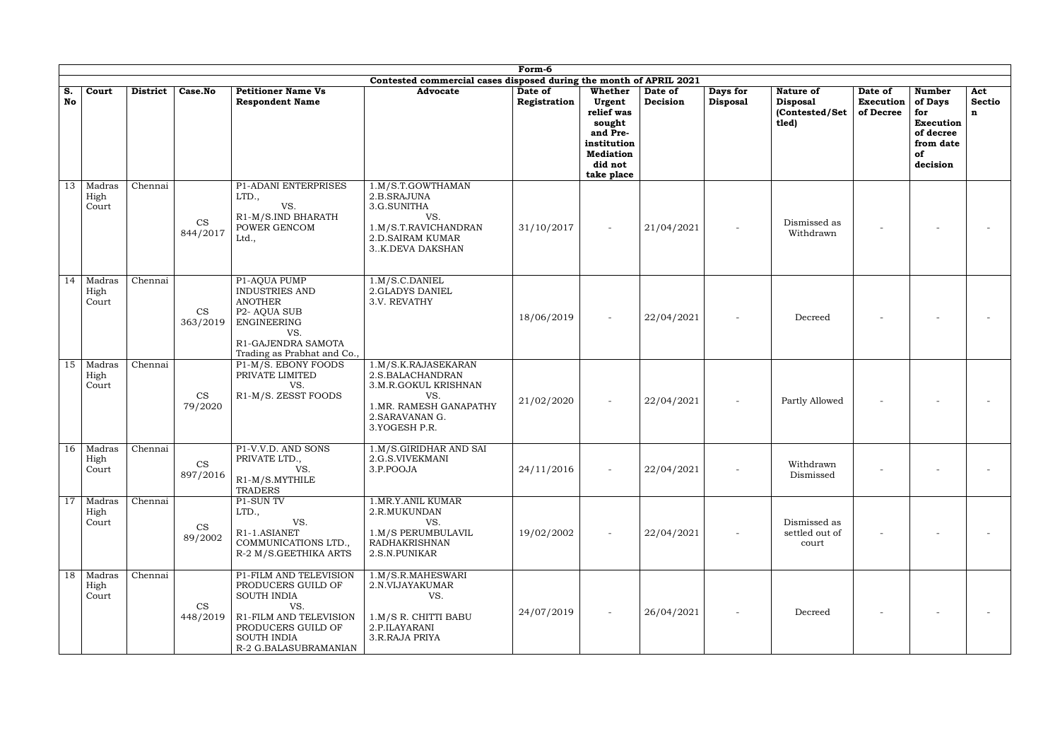| Form-6 | | | | | | | | | | | | | |
|---|---|---|---|---|---|---|---|---|---|---|---|---|---|
| Contested commercial cases disposed during the month of APRIL 2021 | | | | | | | | | | | | | |
| S. No | Court | District | Case.No | Petitioner Name Vs Respondent Name | Advocate | Date of Registration | Whether Urgent relief was sought and Pre-institution Mediation did not take place | Date of Decision | Days for Disposal | Nature of Disposal (Contested/Settled) | Date of Execution of Decree | Number of Days for Execution of decree from date of decision | Act Section |
| 13 | Madras High Court | Chennai | CS 844/2017 | P1-ADANI ENTERPRISES LTD., VS. R1-M/S.IND BHARATH POWER GENCOM Ltd., | 1.M/S.T.GOWTHAMAN 2.B.SRAJUNA 3.G.SUNITHA VS. 1.M/S.T.RAVICHANDRAN 2.D.SAIRAM KUMAR 3..K.DEVA DAKSHAN | 31/10/2017 | - | 21/04/2021 | - | Dismissed as Withdrawn | - | - | - |
| 14 | Madras High Court | Chennai | CS 363/2019 | P1-AQUA PUMP INDUSTRIES AND ANOTHER P2- AQUA SUB ENGINEERING VS. R1-GAJENDRA SAMOTA Trading as Prabhat and Co., | 1.M/S.C.DANIEL 2.GLADYS DANIEL 3.V. REVATHY | 18/06/2019 | - | 22/04/2021 | - | Decreed | - | - | - |
| 15 | Madras High Court | Chennai | CS 79/2020 | P1-M/S. EBONY FOODS PRIVATE LIMITED VS. R1-M/S. ZESST FOODS | 1.M/S.K.RAJASEKARAN 2.S.BALACHANDRAN 3.M.R.GOKUL KRISHNAN VS. 1.MR. RAMESH GANAPATHY 2.SARAVANAN G. 3.YOGESH P.R. | 21/02/2020 | - | 22/04/2021 | - | Partly Allowed | - | - | - |
| 16 | Madras High Court | Chennai | CS 897/2016 | P1-V.V.D. AND SONS PRIVATE LTD., VS. R1-M/S.MYTHILE TRADERS | 1.M/S.GIRIDHAR AND SAI 2.G.S.VIVEKMANI 3.P.POOJA | 24/11/2016 | - | 22/04/2021 | - | Withdrawn Dismissed | - | - | - |
| 17 | Madras High Court | Chennai | CS 89/2002 | P1-SUN TV LTD., VS. R1-1.ASIANET COMMUNICATIONS LTD., R-2 M/S.GEETHIKA ARTS | 1.MR.Y.ANIL KUMAR 2.R.MUKUNDAN VS. 1.M/S PERUMBULAVIL RADHAKRISHNAN 2.S.N.PUNIKAR | 19/02/2002 | - | 22/04/2021 | - | Dismissed as settled out of court | - | - | - |
| 18 | Madras High Court | Chennai | CS 448/2019 | P1-FILM AND TELEVISION PRODUCERS GUILD OF SOUTH INDIA VS. R1-FILM AND TELEVISION PRODUCERS GUILD OF SOUTH INDIA R-2 G.BALASUBRAMANIAN | 1.M/S.R.MAHESWARI 2.N.VIJAYAKUMAR VS. 1.M/S R. CHITTI BABU 2.P.ILAYARANI 3.R.RAJA PRIYA | 24/07/2019 | - | 26/04/2021 | - | Decreed | - | - | - |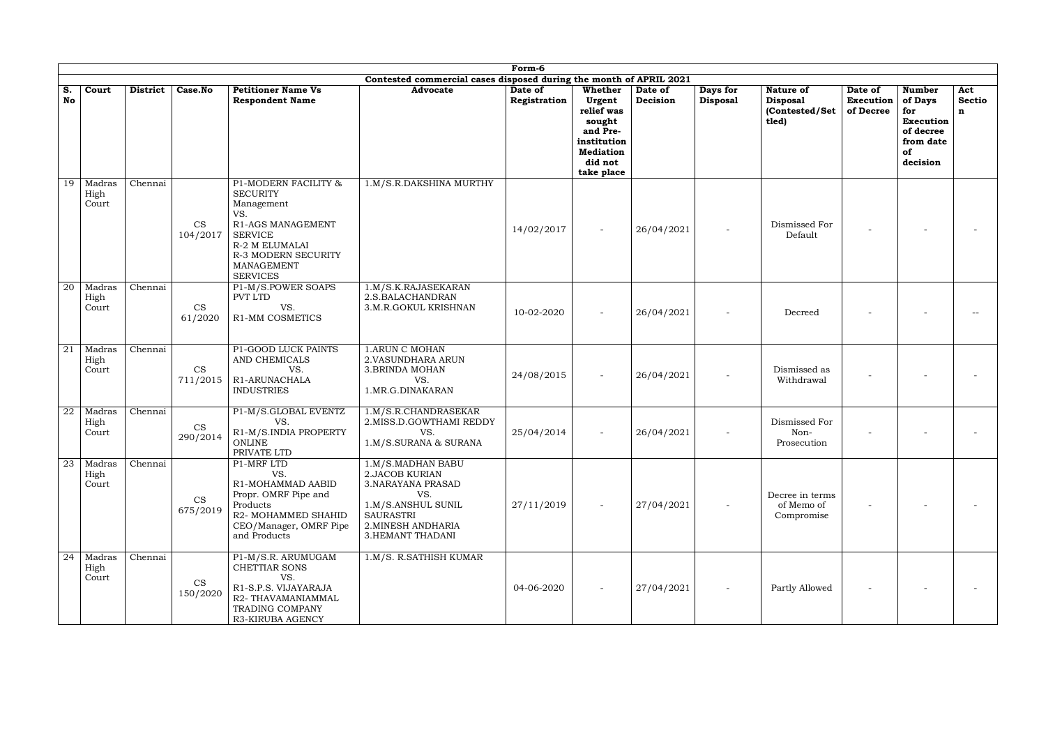# Form-6

## Contested commercial cases disposed during the month of APRIL 2021

| S. No | Court | District | Case.No | Petitioner Name Vs Respondent Name | Advocate | Date of Registration | Whether Urgent relief was sought and Pre-institution Mediation did not take place | Date of Decision | Days for Disposal | Nature of Disposal (Contested/Settled) | Date of Execution of Decree | Number of Days for Execution of decree from date of decision | Act Section |
|---|---|---|---|---|---|---|---|---|---|---|---|---|---|
| 19 | Madras High Court | Chennai | CS 104/2017 | P1-MODERN FACILITY & SECURITY Management VS. R1-AGS MANAGEMENT SERVICE R-2 M ELUMALAI R-3 MODERN SECURITY MANAGEMENT SERVICES | 1.M/S.R.DAKSHINA MURTHY | 14/02/2017 | - | 26/04/2021 | - | Dismissed For Default | - | - | - |
| 20 | Madras High Court | Chennai | CS 61/2020 | P1-M/S.POWER SOAPS PVT LTD VS. R1-MM COSMETICS | 1.M/S.K.RAJASEKARAN 2.S.BALACHANDRAN 3.M.R.GOKUL KRISHNAN | 10-02-2020 | - | 26/04/2021 | - | Decreed | - | - | -- |
| 21 | Madras High Court | Chennai | CS 711/2015 | P1-GOOD LUCK PAINTS AND CHEMICALS VS. R1-ARUNACHALA INDUSTRIES | 1.ARUN C MOHAN 2.VASUNDHARA ARUN 3.BRINDA MOHAN VS. 1.MR.G.DINAKARAN | 24/08/2015 | - | 26/04/2021 | - | Dismissed as Withdrawal | - | - | - |
| 22 | Madras High Court | Chennai | CS 290/2014 | P1-M/S.GLOBAL EVENTZ VS. R1-M/S.INDIA PROPERTY ONLINE PRIVATE LTD | 1.M/S.R.CHANDRASEKAR 2.MISS.D.GOWTHAMI REDDY VS. 1.M/S.SURANA & SURANA | 25/04/2014 | - | 26/04/2021 | - | Dismissed For Non-Prosecution | - | - | - |
| 23 | Madras High Court | Chennai | CS 675/2019 | P1-MRF LTD VS. R1-MOHAMMAD AABID Propr. OMRF Pipe and Products R2- MOHAMMED SHAHID CEO/Manager, OMRF Pipe and Products | 1.M/S.MADHAN BABU 2.JACOB KURIAN 3.NARAYANA PRASAD VS. 1.M/S.ANSHUL SUNIL SAURASTRI 2.MINESH ANDHARIA 3.HEMANT THADANI | 27/11/2019 | - | 27/04/2021 | - | Decree in terms of Memo of Compromise | - | - | - |
| 24 | Madras High Court | Chennai | CS 150/2020 | P1-M/S.R. ARUMUGAM CHETTIAR SONS VS. R1-S.P.S. VIJAYARAJA R2- THAVAMANIAMMAL TRADING COMPANY R3-KIRUBA AGENCY | 1.M/S. R.SATHISH KUMAR | 04-06-2020 | - | 27/04/2021 | - | Partly Allowed | - | - | - |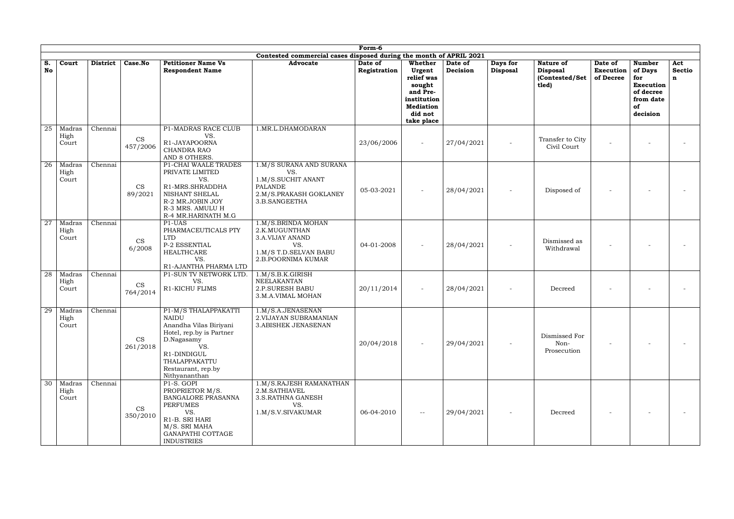| Form-6 | | | | | | | | | | | | | |
|---|---|---|---|---|---|---|---|---|---|---|---|---|---|
| Contested commercial cases disposed during the month of APRIL 2021 | | | | | | | | | | | | | |
| S. No | Court | District | Case.No | Petitioner Name Vs Respondent Name | Advocate | Date of Registration | Whether Urgent relief was sought and Pre-institution Mediation did not take place | Date of Decision | Days for Disposal | Nature of Disposal (Contested/Settled) | Date of Execution of Decree | Number of Days for Execution of decree from date of decision | Act Section |
| 25 | Madras High Court | Chennai | CS 457/2006 | P1-MADRAS RACE CLUB VS. R1-JAYAPOORNA CHANDRA RAO AND 8 OTHERS. | 1.MR.L.DHAMODARAN | 23/06/2006 | - | 27/04/2021 | - | Transfer to City Civil Court | - | - | - |
| 26 | Madras High Court | Chennai | CS 89/2021 | P1-CHAI WAALE TRADES PRIVATE LIMITED VS. R1-MRS.SHRADDHA NISHANT SHELAL R-2 MR.JOBIN JOY R-3 MRS. AMULU H R-4 MR.HARINATH M.G | 1.M/S SURANA AND SURANA VS. 1.M/S.SUCHIT ANANT PALANDE 2.M/S.PRAKASH GOKLANEY 3.B.SANGEETHA | 05-03-2021 | - | 28/04/2021 | - | Disposed of | - | - | - |
| 27 | Madras High Court | Chennai | CS 6/2008 | P1-UAS PHARMACEUTICALS PTY LTD P-2 ESSENTIAL HEALTHCARE VS. R1-AJANTHA PHARMA LTD | 1.M/S.BRINDA MOHAN 2.K.MUGUNTHAN 3.A.VIJAY ANAND VS. 1.M/S T.D.SELVAN BABU 2.B.POORNIMA KUMAR | 04-01-2008 | - | 28/04/2021 | - | Dismissed as Withdrawal | - | - | - |
| 28 | Madras High Court | Chennai | CS 764/2014 | P1-SUN TV NETWORK LTD. VS. R1-KICHU FLIMS | 1.M/S.B.K.GIRISH NEELAKANTAN 2.P.SURESH BABU 3.M.A.VIMAL MOHAN | 20/11/2014 | - | 28/04/2021 | - | Decreed | - | - | - |
| 29 | Madras High Court | Chennai | CS 261/2018 | P1-M/S THALAPPAKATTI NAIDU Anandha Vilas Biriyani Hotel, rep.by is Partner D.Nagasamy VS. R1-DINDIGUL THALAPPAKATTU Restaurant, rep.by Nithyananthan | 1.M/S.A.JENASENAN 2.VIJAYAN SUBRAMANIAN 3.ABISHEK JENASENAN | 20/04/2018 | - | 29/04/2021 | - | Dismissed For Non-Prosecution | - | - | - |
| 30 | Madras High Court | Chennai | CS 350/2010 | P1-S. GOPI PROPRIETOR M/S. BANGALORE PRASANNA PERFUMES VS. R1-B. SRI HARI M/S. SRI MAHA GANAPATHI COTTAGE INDUSTRIES | 1.M/S.RAJESH RAMANATHAN 2.M.SATHIAVEL 3.S.RATHNA GANESH VS. 1.M/S.S.V.SIVAKUMAR | 06-04-2010 | -- | 29/04/2021 | - | Decreed | - | - | - |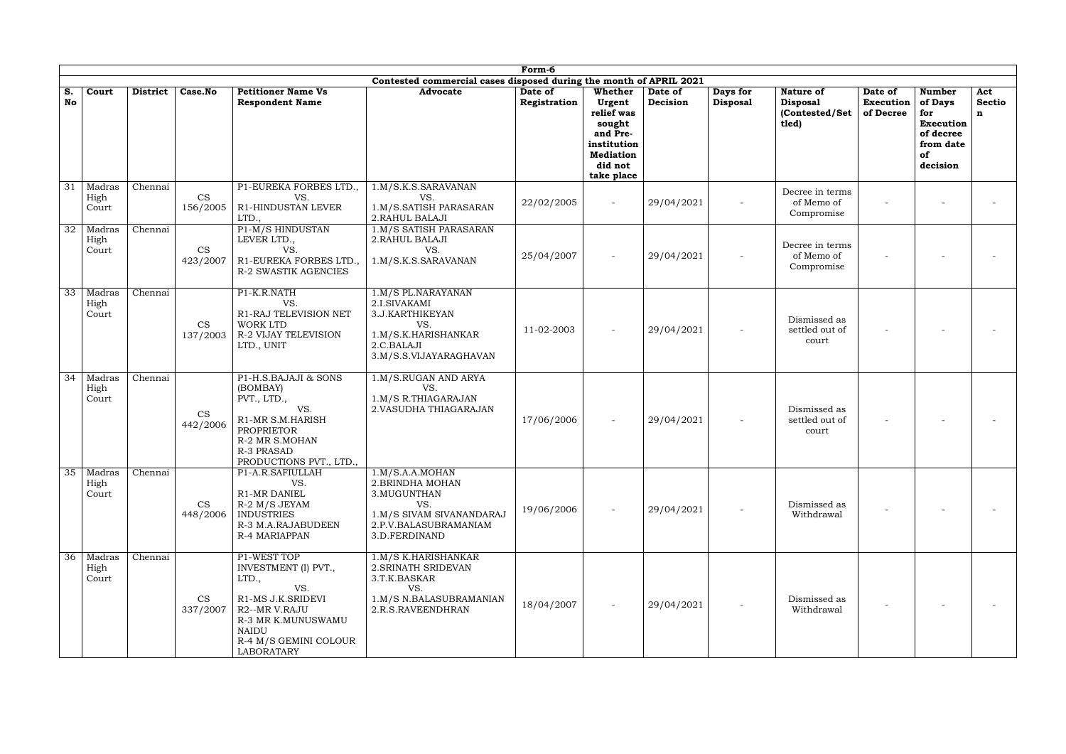| Form-6 | | | | | | | | | | | | | |
|---|---|---|---|---|---|---|---|---|---|---|---|---|---|
| Contested commercial cases disposed during the month of APRIL 2021 | | | | | | | | | | | | | |
| **S. No** | **Court** | **District** | **Case.No** | **Petitioner Name Vs Respondent Name** | **Advocate** | **Date of Registration** | **Whether Urgent relief was sought and Pre-institution Mediation did not take place** | **Date of Decision** | **Days for Disposal** | **Nature of Disposal (Contested/Settled)** | **Date of Execution of Decree** | **Number of Days for Execution of decree from date of decision** | **Act Section** |
| 31 | Madras High Court | Chennai | CS 156/2005 | P1-EUREKA FORBES LTD., VS. R1-HINDUSTAN LEVER LTD., | 1.M/S.K.S.SARAVANAN VS. 1.M/S.SATISH PARASARAN 2.RAHUL BALAJI | 22/02/2005 | - | 29/04/2021 | - | Decree in terms of Memo of Compromise | - | - | - |
| 32 | Madras High Court | Chennai | CS 423/2007 | P1-M/S HINDUSTAN LEVER LTD., VS. R1-EUREKA FORBES LTD., R-2 SWASTIK AGENCIES | 1.M/S SATISH PARASARAN 2.RAHUL BALAJI VS. 1.M/S.K.S.SARAVANAN | 25/04/2007 | - | 29/04/2021 | - | Decree in terms of Memo of Compromise | - | - | - |
| 33 | Madras High Court | Chennai | CS 137/2003 | P1-K.R.NATH VS. R1-RAJ TELEVISION NET WORK LTD R-2 VIJAY TELEVISION LTD., UNIT | 1.M/S PL.NARAYANAN 2.I.SIVAKAMI 3.J.KARTHIKEYAN VS. 1.M/S.K.HARISHANKAR 2.C.BALAJI 3.M/S.S.VIJAYARAGHAVAN | 11-02-2003 | - | 29/04/2021 | - | Dismissed as settled out of court | - | - | - |
| 34 | Madras High Court | Chennai | CS 442/2006 | P1-H.S.BAJAJI & SONS (BOMBAY) PVT., LTD., VS. R1-MR S.M.HARISH PROPRIETOR R-2 MR S.MOHAN R-3 PRASAD PRODUCTIONS PVT., LTD., | 1.M/S.RUGAN AND ARYA VS. 1.M/S R.THIAGARAJAN 2.VASUDHA THIAGARAJAN | 17/06/2006 | - | 29/04/2021 | - | Dismissed as settled out of court | - | - | - |
| 35 | Madras High Court | Chennai | CS 448/2006 | P1-A.R.SAFIULLAH VS. R1-MR DANIEL R-2 M/S JEYAM INDUSTRIES R-3 M.A.RAJABUDEEN R-4 MARIAPPAN | 1.M/S.A.A.MOHAN 2.BRINDHA MOHAN 3.MUGUNTHAN VS. 1.M/S SIVAM SIVANANDARAJ 2.P.V.BALASUBRAMANIAM 3.D.FERDINAND | 19/06/2006 | - | 29/04/2021 | - | Dismissed as Withdrawal | - | - | - |
| 36 | Madras High Court | Chennai | CS 337/2007 | P1-WEST TOP INVESTMENT (I) PVT., LTD., VS. R1-MS J.K.SRIDEVI R2--MR V.RAJU R-3 MR K.MUNUSWAMU NAIDU R-4 M/S GEMINI COLOUR LABORATARY | 1.M/S K.HARISHANKAR 2.SRINATH SRIDEVAN 3.T.K.BASKAR VS. 1.M/S N.BALASUBRAMANIAN 2.R.S.RAVEENDHRAN | 18/04/2007 | - | 29/04/2021 | - | Dismissed as Withdrawal | - | - | - |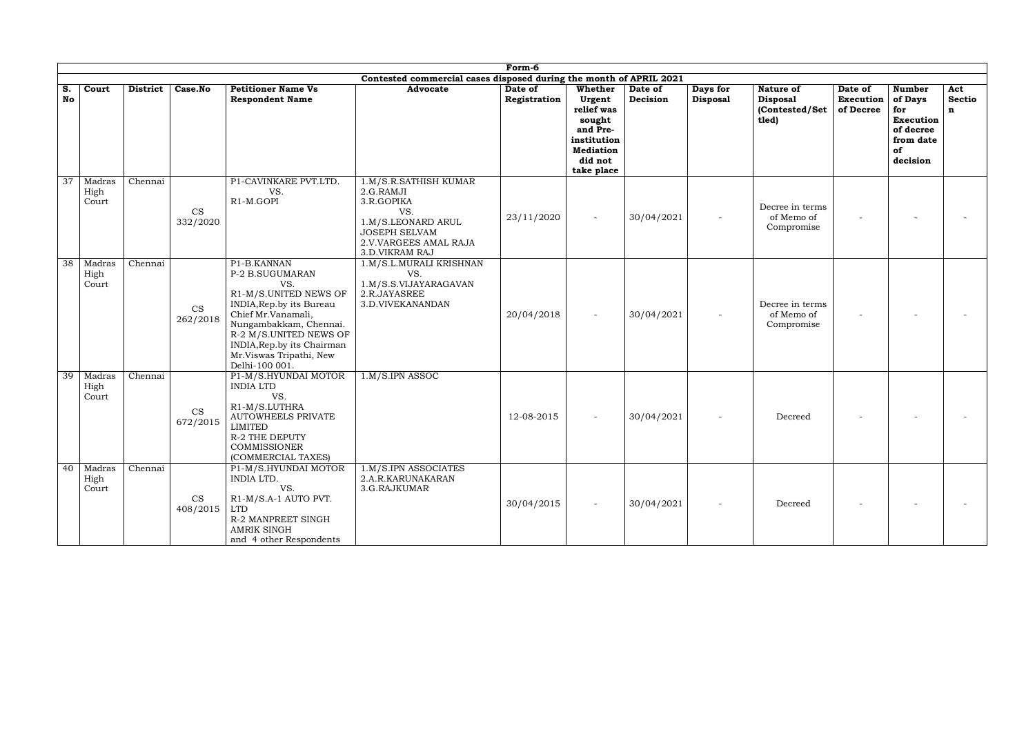Form-6

Contested commercial cases disposed during the month of APRIL 2021

| S. No | Court | District | Case.No | Petitioner Name Vs Respondent Name | Advocate | Date of Registration | Whether Urgent relief was sought and Pre-institution Mediation did not take place | Date of Decision | Days for Disposal | Nature of Disposal (Contested/Settled) | Date of Execution of Decree | Number of Days for Execution of decree from date of decision | Act Section |
|---|---|---|---|---|---|---|---|---|---|---|---|---|---|
| 37 | Madras High Court | Chennai | CS 332/2020 | P1-CAVINKARE PVT.LTD. VS. R1-M.GOPI | 1.M/S.R.SATHISH KUMAR 2.G.RAMJI 3.R.GOPIKA VS. 1.M/S.LEONARD ARUL JOSEPH SELVAM 2.V.VARGEES AMAL RAJA 3.D.VIKRAM RAJ | 23/11/2020 | - | 30/04/2021 | - | Decree in terms of Memo of Compromise | - | - | - |
| 38 | Madras High Court | Chennai | CS 262/2018 | P1-B.KANNAN P-2 B.SUGUMARAN VS. R1-M/S.UNITED NEWS OF INDIA,Rep.by its Bureau Chief Mr.Vanamali, Nungambakkam, Chennai. R-2 M/S.UNITED NEWS OF INDIA,Rep.by its Chairman Mr.Viswas Tripathi, New Delhi-100 001. | 1.M/S.L.MURALI KRISHNAN VS. 1.M/S.S.VIJAYARAGAVAN 2.R.JAYASREE 3.D.VIVEKANANDAN | 20/04/2018 | - | 30/04/2021 | - | Decree in terms of Memo of Compromise | - | - | - |
| 39 | Madras High Court | Chennai | CS 672/2015 | P1-M/S.HYUNDAI MOTOR INDIA LTD VS. R1-M/S.LUTHRA AUTOWHEELS PRIVATE LIMITED R-2 THE DEPUTY COMMISSIONER (COMMERCIAL TAXES) | 1.M/S.IPN ASSOC | 12-08-2015 | - | 30/04/2021 | - | Decreed | - | - | - |
| 40 | Madras High Court | Chennai | CS 408/2015 | P1-M/S.HYUNDAI MOTOR INDIA LTD. VS. R1-M/S.A-1 AUTO PVT. LTD R-2 MANPREET SINGH AMRIK SINGH and 4 other Respondents | 1.M/S.IPN ASSOCIATES 2.A.R.KARUNAKARAN 3.G.RAJKUMAR | 30/04/2015 | - | 30/04/2021 | - | Decreed | - | - | - |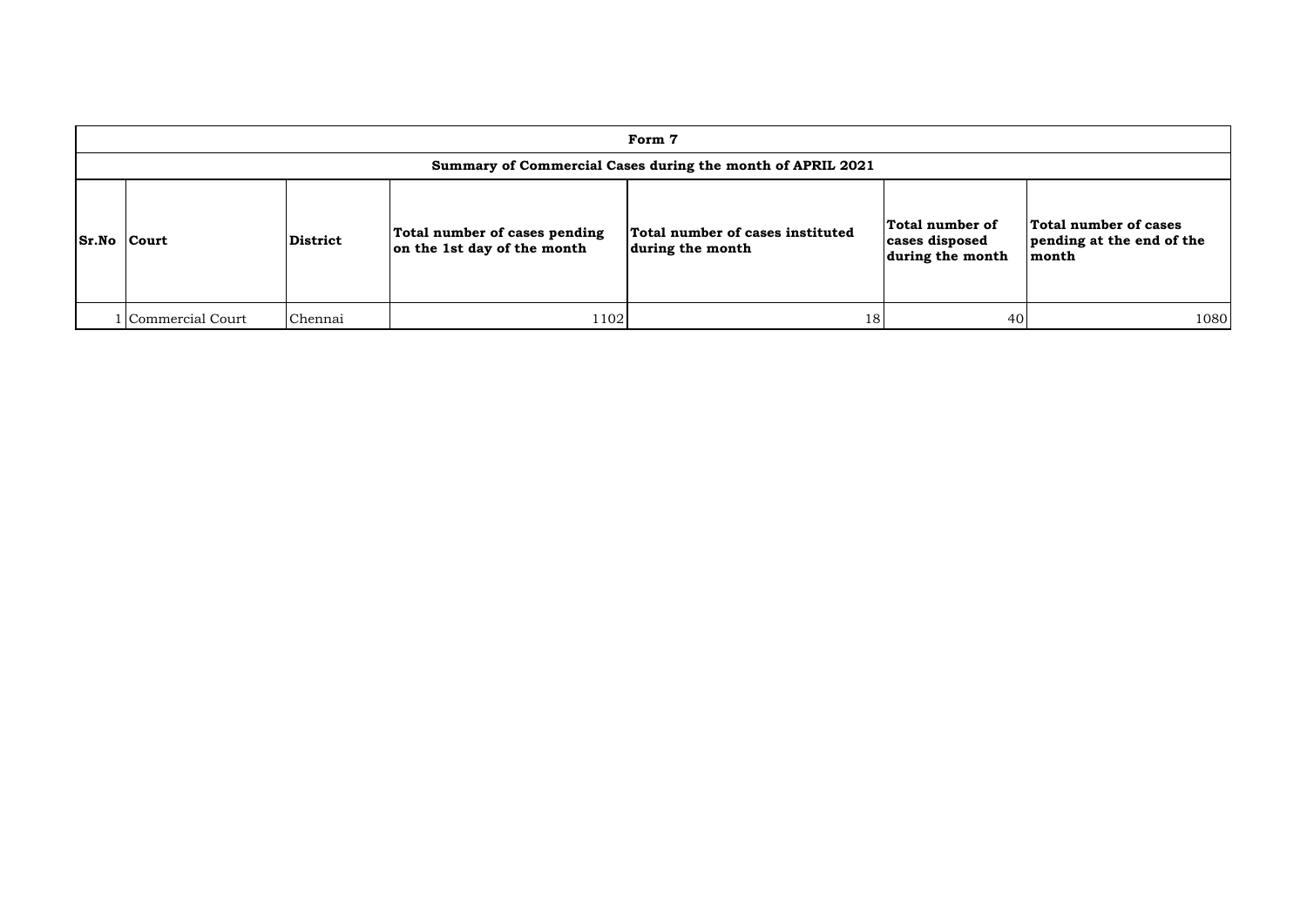| Form 7 | | | | | | |
|---|---|---|---|---|---|---|
| **Summary of Commercial Cases during the month of APRIL 2021** | | | | | | |
| **Sr.No** | **Court** | **District** | **Total number of cases pending on the 1st day of the month** | **Total number of cases instituted during the month** | **Total number of cases disposed during the month** | **Total number of cases pending at the end of the month** |
| 1 | Commercial Court | Chennai | 1102 | 18 | 40 | 1080 |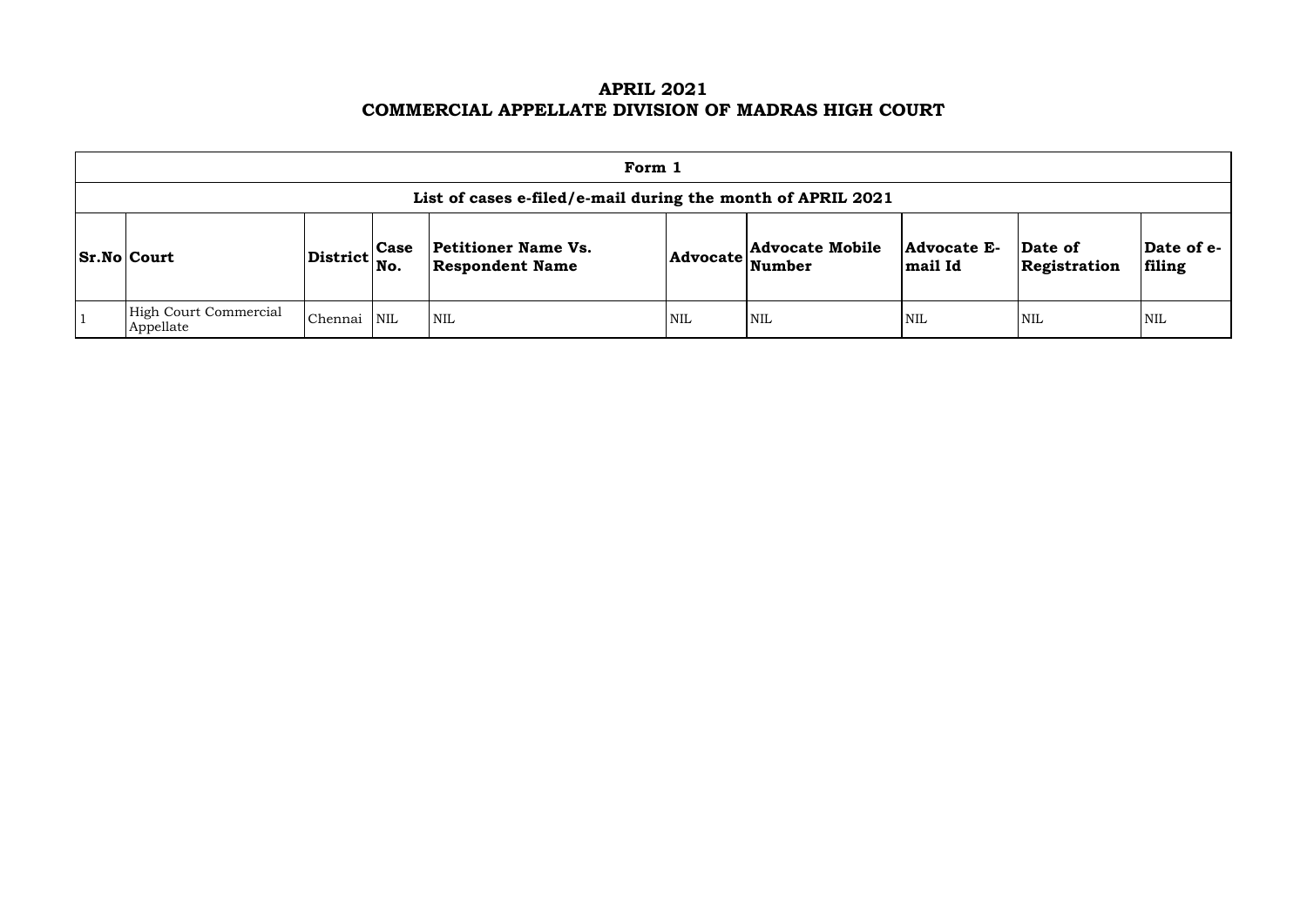# APRIL 2021
# COMMERCIAL APPELLATE DIVISION OF MADRAS HIGH COURT

| Form 1 | | | | | | | | | |
|---|---|---|---|---|---|---|---|---|---|
| **List of cases e-filed/e-mail during the month of APRIL 2021** | | | | | | | | | |
| **Sr.No** | **Court** | **District** | **Case No.** | **Petitioner Name Vs. Respondent Name** | **Advocate** | **Advocate Mobile Number** | **Advocate E-mail Id** | **Date of Registration** | **Date of e-filing** |
| 1 | High Court Commercial Appellate | Chennai | NIL | NIL | NIL | NIL | NIL | NIL | NIL |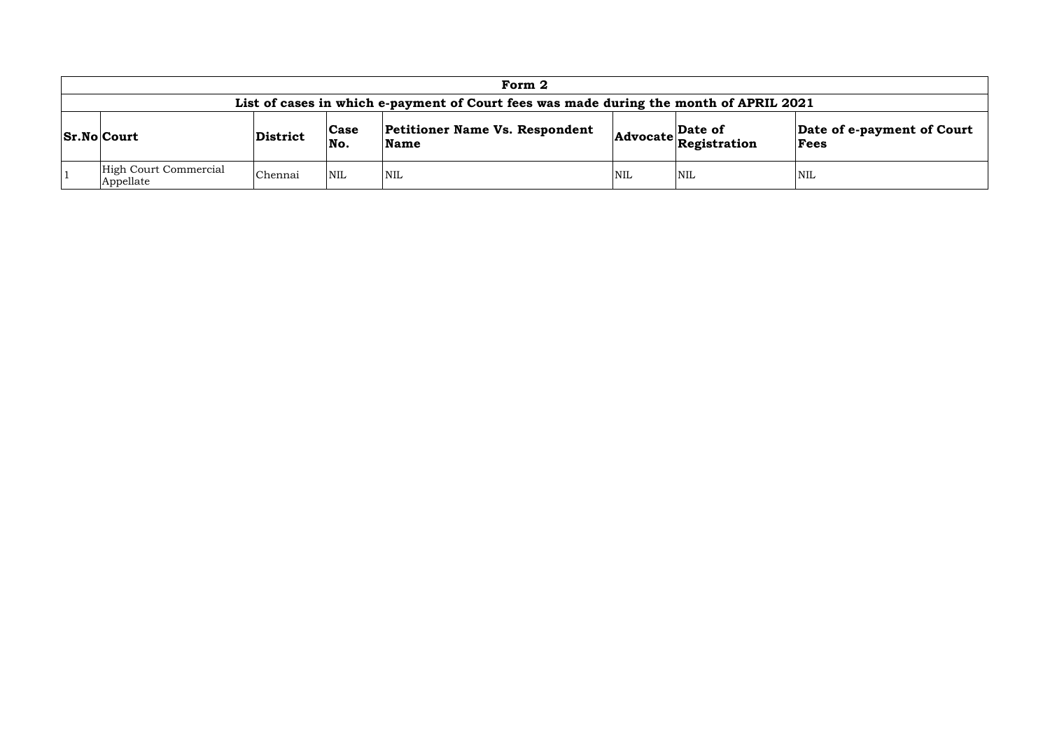| Form 2 | | | | | | | |
|---|---|---|---|---|---|---|---|
| **List of cases in which e-payment of Court fees was made during the month of APRIL 2021** | | | | | | | |
| **Sr.No** | **Court** | **District** | **Case No.** | **Petitioner Name Vs. Respondent Name** | **Advocate** | **Date of Registration** | **Date of e-payment of Court Fees** |
| 1 | High Court Commercial Appellate | Chennai | NIL | NIL | NIL | NIL | NIL |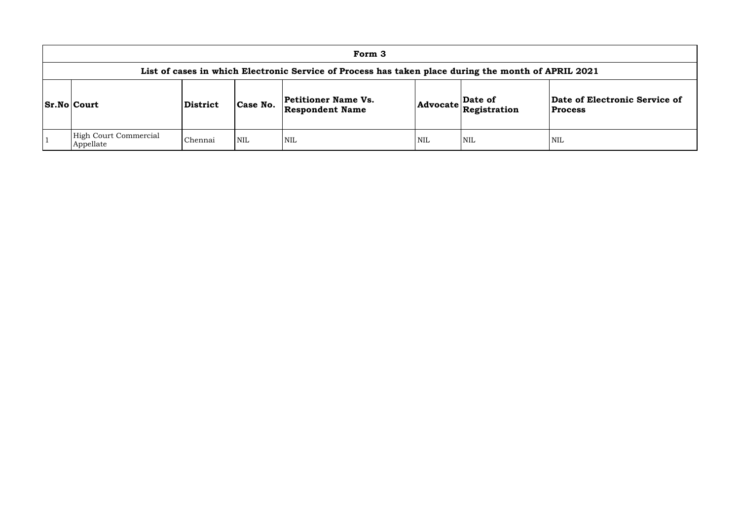# Form 3

## List of cases in which Electronic Service of Process has taken place during the month of APRIL 2021

| Sr.No | Court | District | Case No. | Petitioner Name Vs. Respondent Name | Advocate | Date of Registration | Date of Electronic Service of Process |
|---|---|---|---|---|---|---|---|
| 1 | High Court Commercial Appellate | Chennai | NIL | NIL | NIL | NIL | NIL |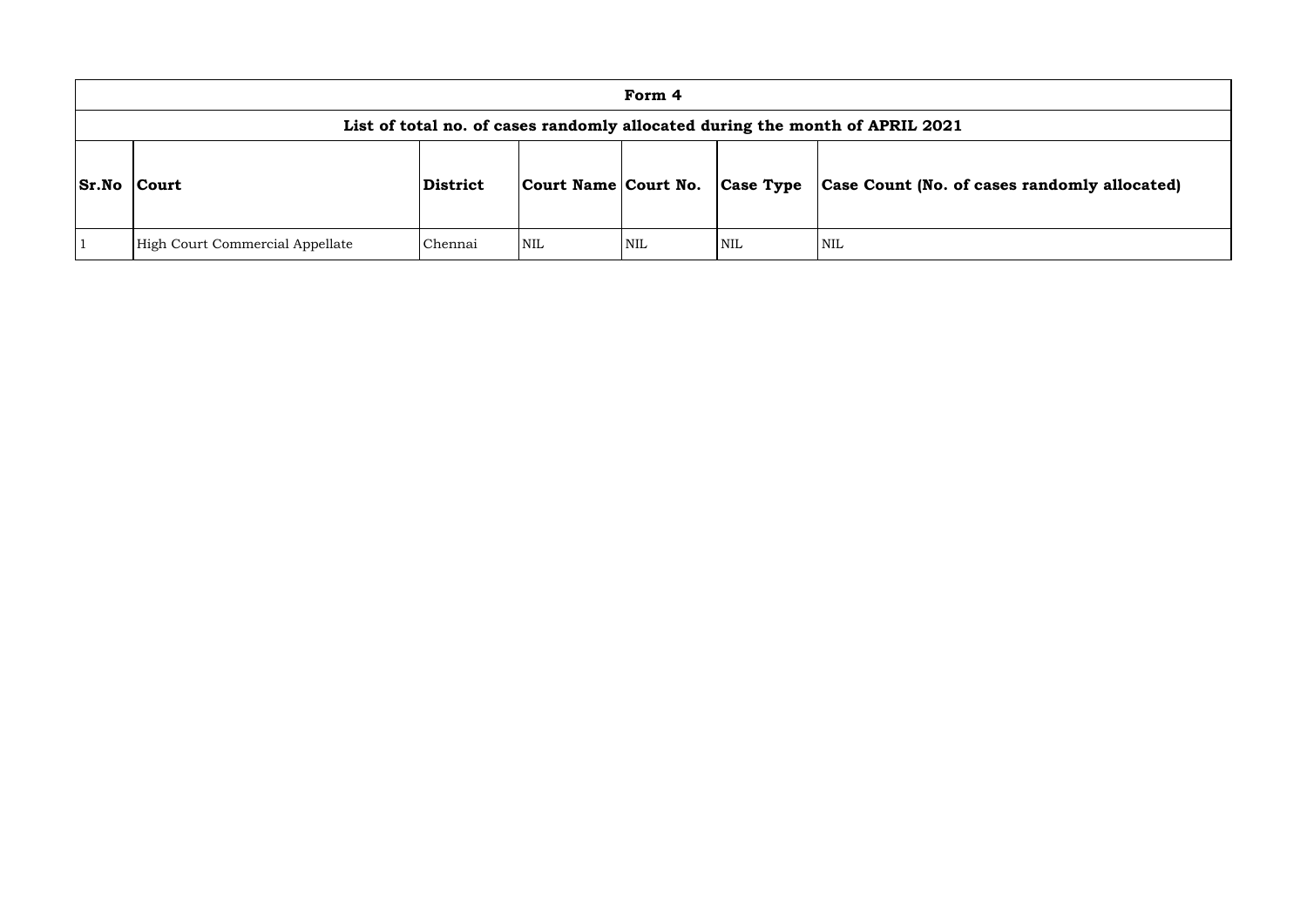| Form 4 | | | | | | |
|---|---|---|---|---|---|---|
| **List of total no. of cases randomly allocated during the month of APRIL 2021** | | | | | | |
| **Sr.No** | **Court** | **District** | **Court Name** | **Court No.** | **Case Type** | **Case Count (No. of cases randomly allocated)** |
| 1 | High Court Commercial Appellate | Chennai | NIL | NIL | NIL | NIL |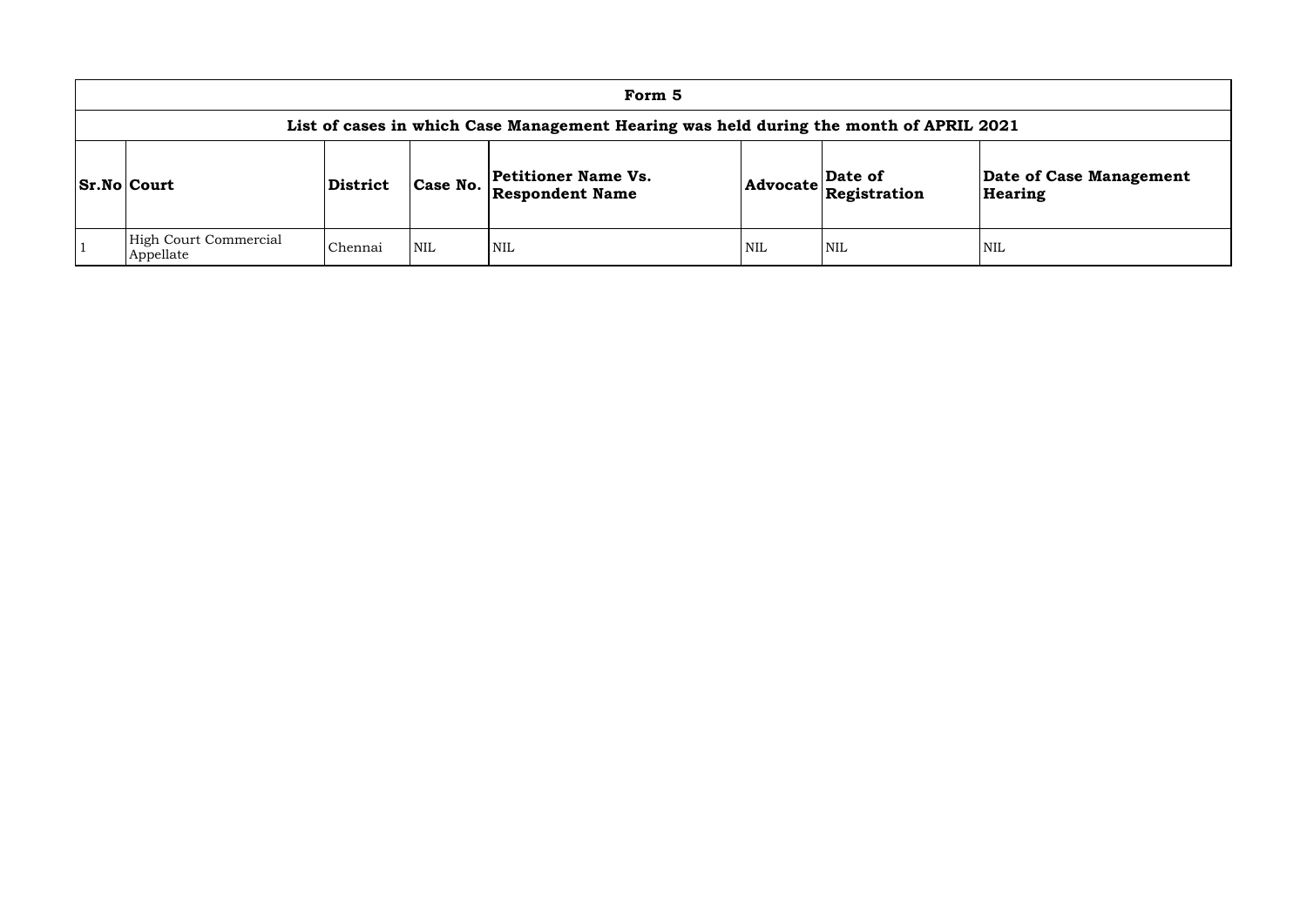| Form 5 | | | | | | | |
|---|---|---|---|---|---|---|---|
| **List of cases in which Case Management Hearing was held during the month of APRIL 2021** | | | | | | | |
| **Sr.No** | **Court** | **District** | **Case No.** | **Petitioner Name Vs. Respondent Name** | **Advocate** | **Date of Registration** | **Date of Case Management Hearing** |
| 1 | High Court Commercial Appellate | Chennai | NIL | NIL | NIL | NIL | NIL |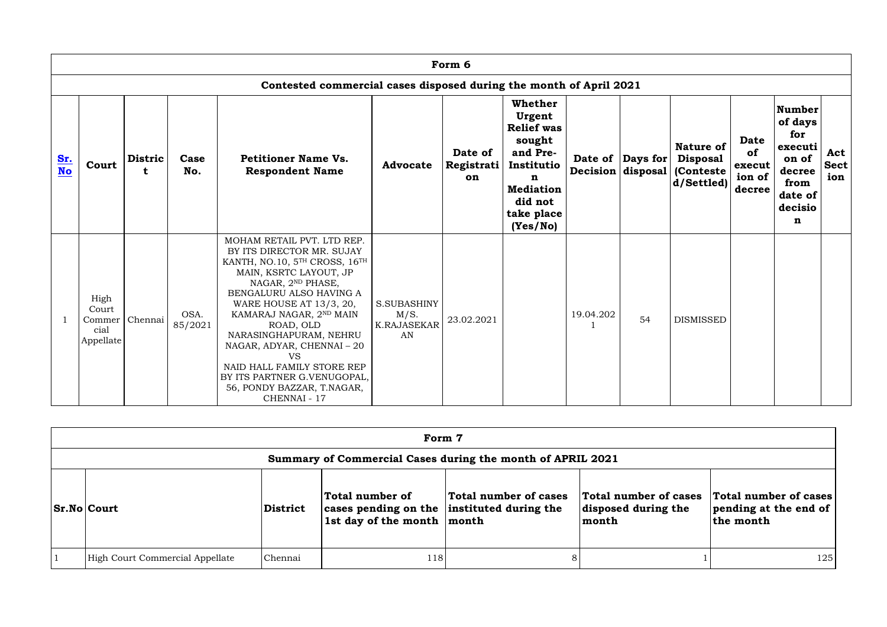## Form 6

### Contested commercial cases disposed during the month of April 2021

| Sr. No | Court | District | Case No. | Petitioner Name Vs. Respondent Name | Advocate | Date of Registration | Whether Urgent Relief was sought and Pre-Institution Mediation did not take place (Yes/No) | Date of Decision | Days for disposal | Nature of Disposal (Contested/Settled) | Date of execution of decree | Number of days for execution of decree from date of decision | Act Section |
|---|---|---|---|---|---|---|---|---|---|---|---|---|---|
| 1 | High Court Commercial Appellate | Chennai | OSA. 85/2021 | MOHAM RETAIL PVT. LTD REP. BY ITS DIRECTOR MR. SUJAY KANTH, NO.10, 5TH CROSS, 16TH MAIN, KSRTC LAYOUT, JP NAGAR, 2ND PHASE, BENGALURU ALSO HAVING A WARE HOUSE AT 13/3, 20, KAMARAJ NAGAR, 2ND MAIN ROAD, OLD NARASINGHAPURAM, NEHRU NAGAR, ADYAR, CHENNAI – 20 VS NAID HALL FAMILY STORE REP BY ITS PARTNER G.VENUGOPAL, 56, PONDY BAZZAR, T.NAGAR, CHENNAI - 17 | S.SUBASHINY M/S. K.RAJASEKARAN | 23.02.2021 | | 19.04.2021 | 54 | DISMISSED | | | |

## Form 7

### Summary of Commercial Cases during the month of APRIL 2021

| Sr.No | Court | District | Total number of cases pending on the 1st day of the month | Total number of cases instituted during the month | Total number of cases disposed during the month | Total number of cases pending at the end of the month |
|---|---|---|---|---|---|---|
| 1 | High Court Commercial Appellate | Chennai | 118 | 8 | 1 | 125 |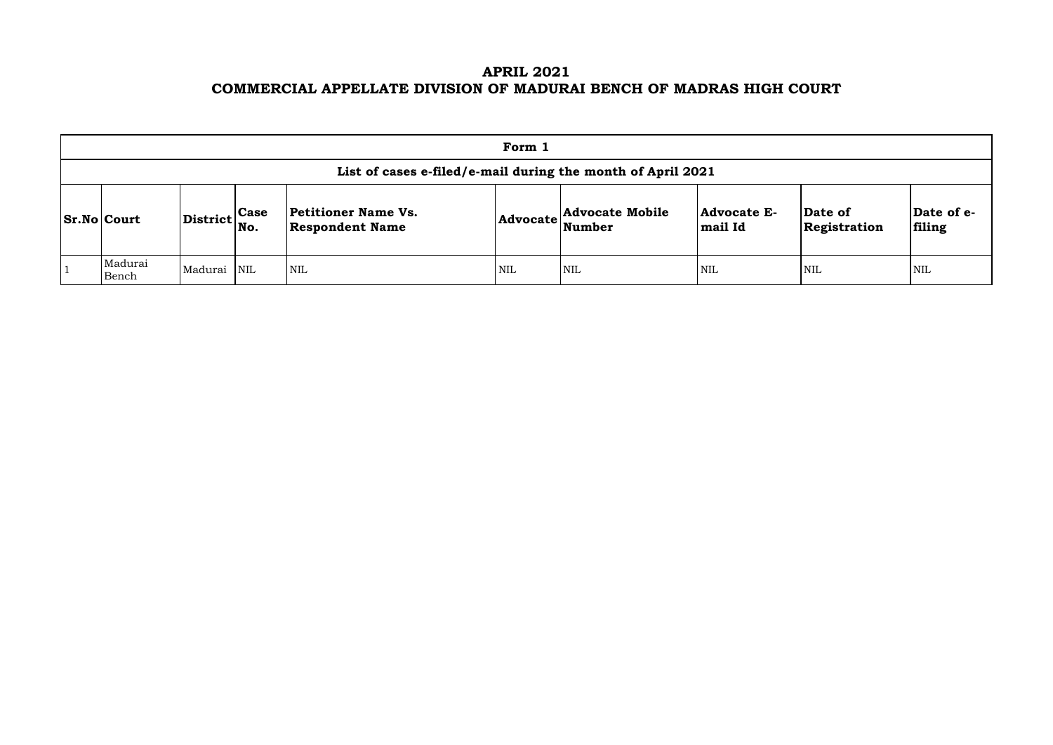# APRIL 2021
# COMMERCIAL APPELLATE DIVISION OF MADURAI BENCH OF MADRAS HIGH COURT

| Form 1 | | | | | | | | | |
|---|---|---|---|---|---|---|---|---|---|
| **List of cases e-filed/e-mail during the month of April 2021** | | | | | | | | | |
| **Sr.No** | **Court** | **District** | **Case No.** | **Petitioner Name Vs. Respondent Name** | **Advocate** | **Advocate Mobile Number** | **Advocate E-mail Id** | **Date of Registration** | **Date of e-filing** |
| 1 | Madurai Bench | Madurai | NIL | NIL | NIL | NIL | NIL | NIL | NIL |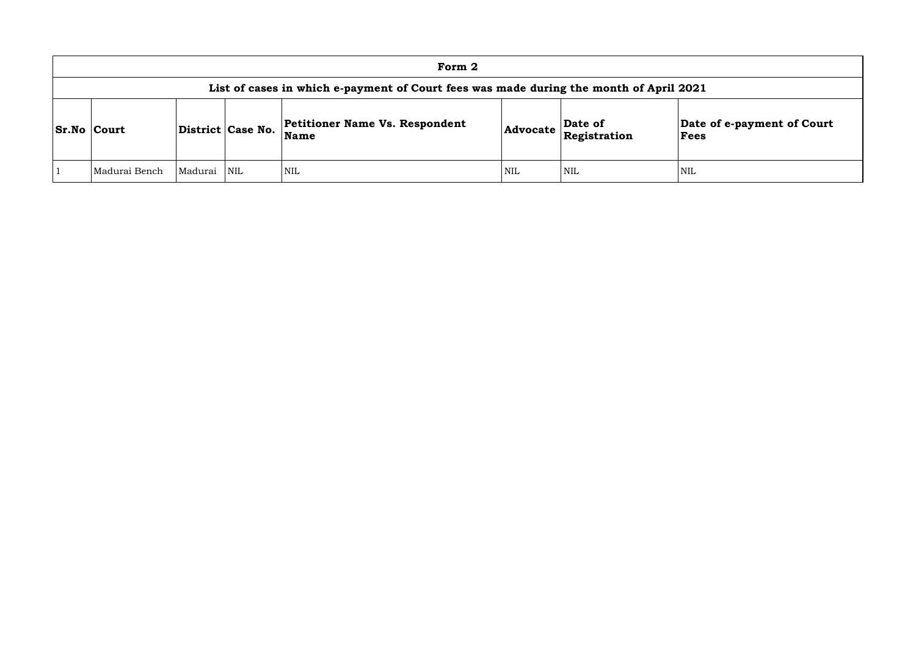| Form 2 | | | | | | | |
|---|---|---|---|---|---|---|---|
| List of cases in which e-payment of Court fees was made during the month of April 2021 | | | | | | | |
| **Sr.No** | **Court** | **District** | **Case No.** | **Petitioner Name Vs. Respondent Name** | **Advocate** | **Date of Registration** | **Date of e-payment of Court Fees** |
| 1 | Madurai Bench | Madurai | NIL | NIL | NIL | NIL | NIL |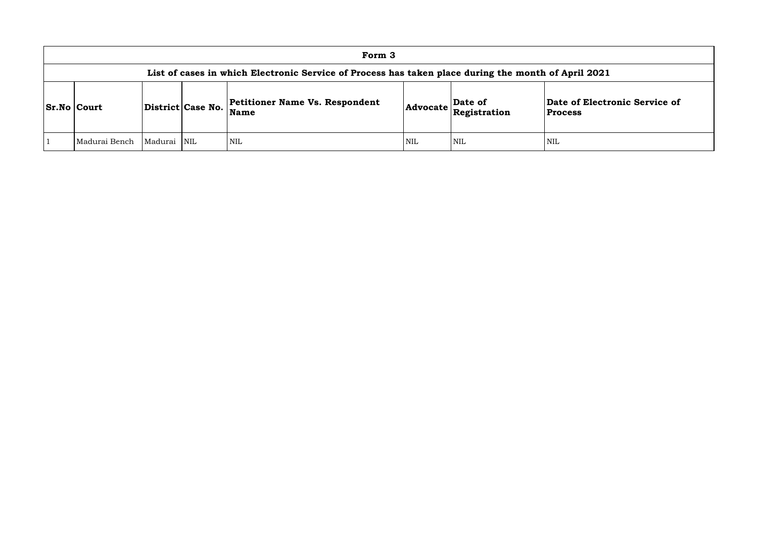# Form 3

## List of cases in which Electronic Service of Process has taken place during the month of April 2021

| Sr.No | Court | District | Case No. | Petitioner Name Vs. Respondent Name | Advocate | Date of Registration | Date of Electronic Service of Process |
|---|---|---|---|---|---|---|---|
| 1 | Madurai Bench | Madurai | NIL | NIL | NIL | NIL | NIL |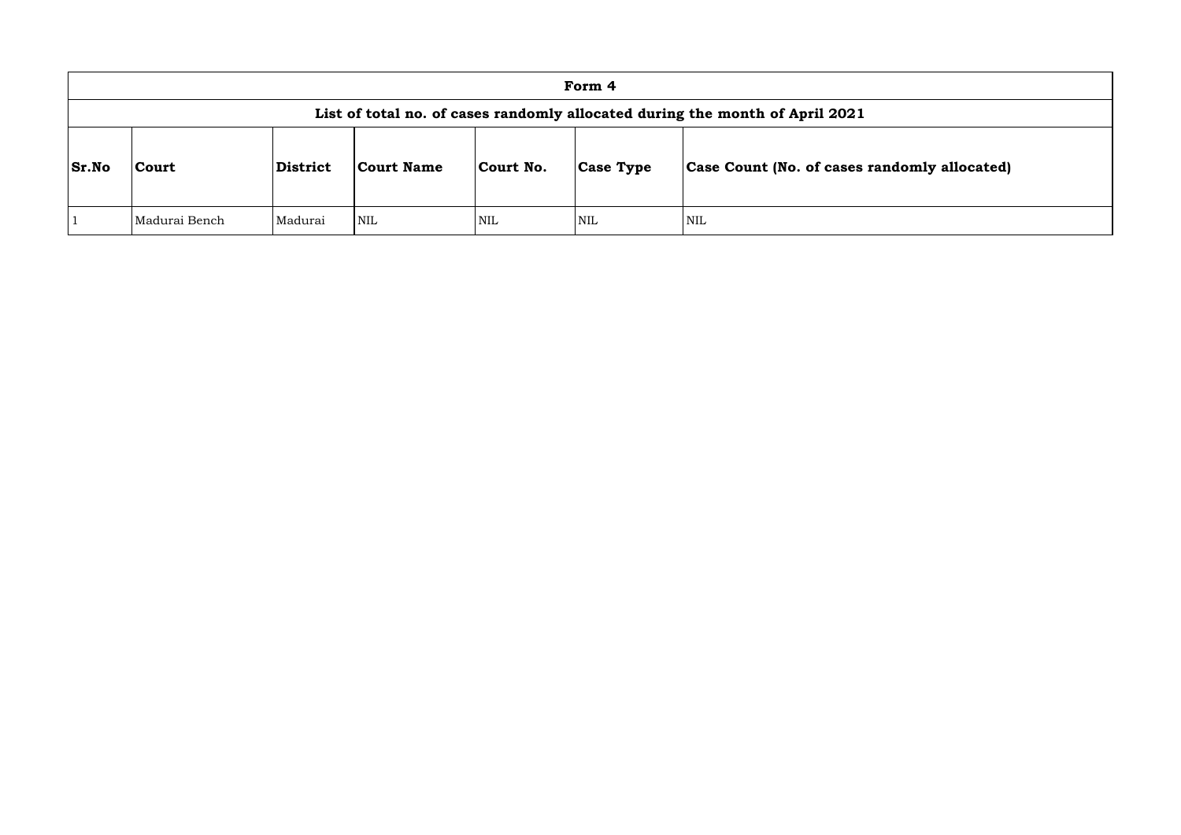| Form 4 | | | | | | |
|---|---|---|---|---|---|---|
| **List of total no. of cases randomly allocated during the month of April 2021** | | | | | | |
| **Sr.No** | **Court** | **District** | **Court Name** | **Court No.** | **Case Type** | **Case Count (No. of cases randomly allocated)** |
| 1 | Madurai Bench | Madurai | NIL | NIL | NIL | NIL |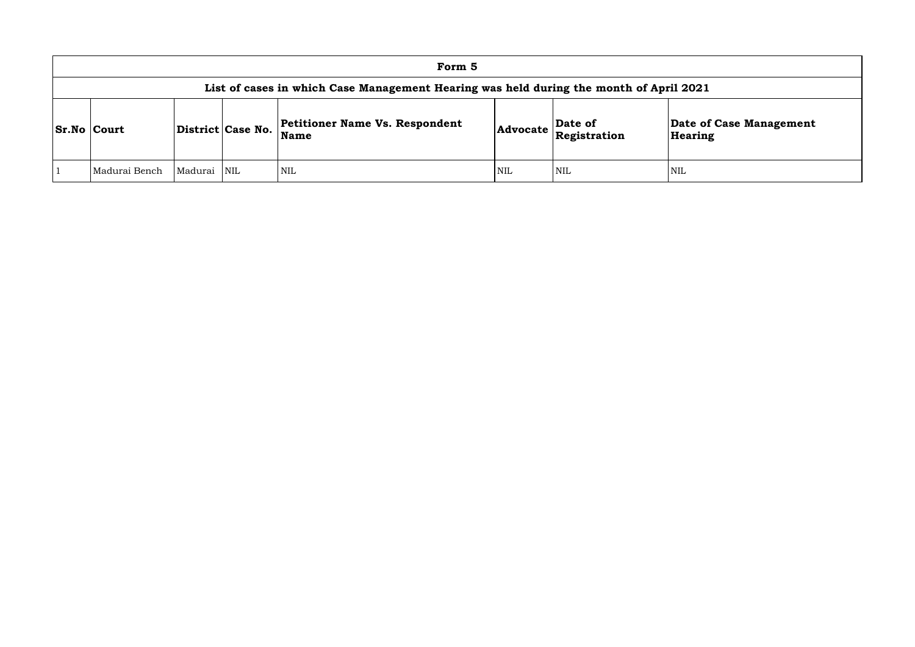## Form 5

### List of cases in which Case Management Hearing was held during the month of April 2021

| Sr.No | Court | District | Case No. | Petitioner Name Vs. Respondent Name | Advocate | Date of Registration | Date of Case Management Hearing |
|---|---|---|---|---|---|---|---|
| 1 | Madurai Bench | Madurai | NIL | NIL | NIL | NIL | NIL |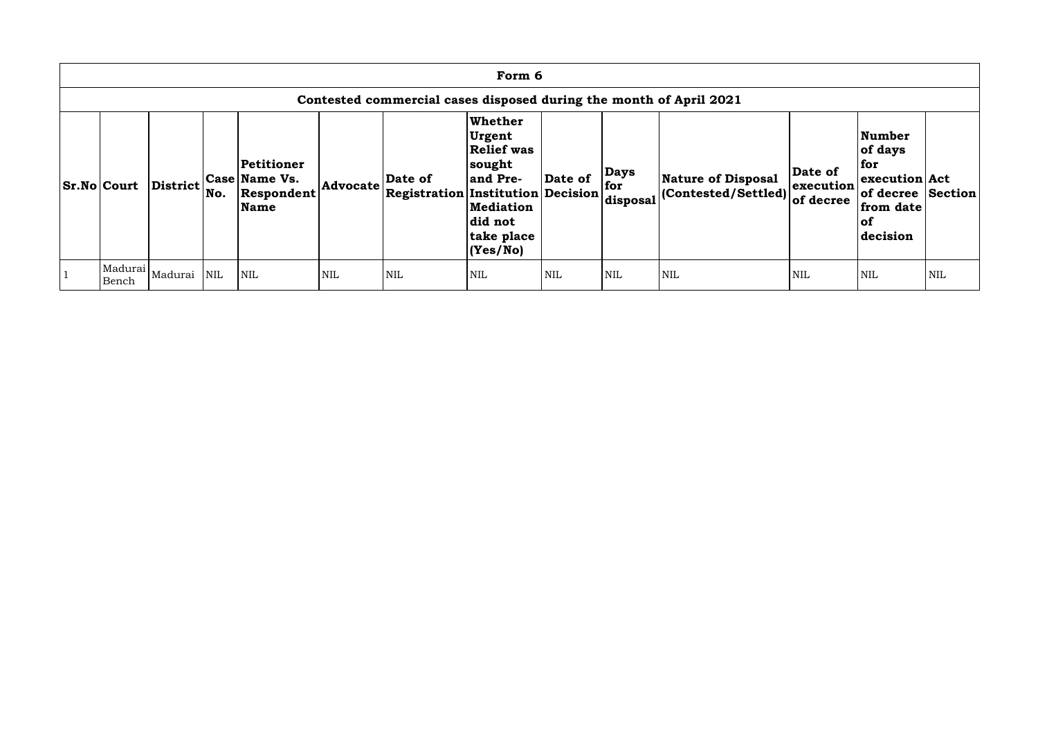# Form 6

## Contested commercial cases disposed during the month of April 2021

| Sr.No | Court | District | Case No. | Petitioner Name Vs. Respondent Name | Advocate | Date of Registration | Whether Urgent Relief was sought and Pre-Institution Mediation did not take place (Yes/No) | Date of Decision | Days for disposal | Nature of Disposal (Contested/Settled) | Date of execution of decree | Number of days for execution of decree from date of decision | Act Section |
|---|---|---|---|---|---|---|---|---|---|---|---|---|---|
| 1 | Madurai Bench | Madurai | NIL | NIL | NIL | NIL | NIL | NIL | NIL | NIL | NIL | NIL | NIL |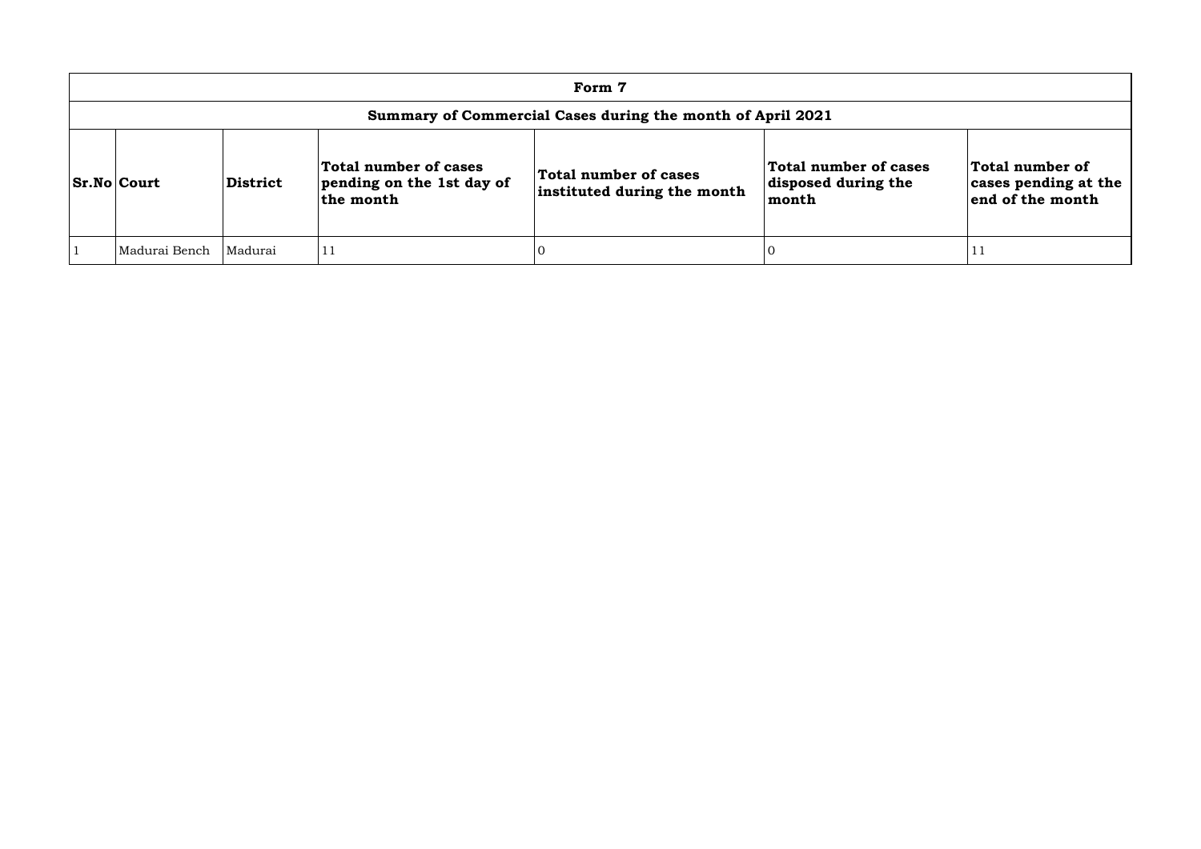## Form 7

### Summary of Commercial Cases during the month of April 2021

| Sr.No | Court | District | Total number of cases pending on the 1st day of the month | Total number of cases instituted during the month | Total number of cases disposed during the month | Total number of cases pending at the end of the month |
|---|---|---|---|---|---|---|
| 1 | Madurai Bench | Madurai | 11 | 0 | 0 | 11 |